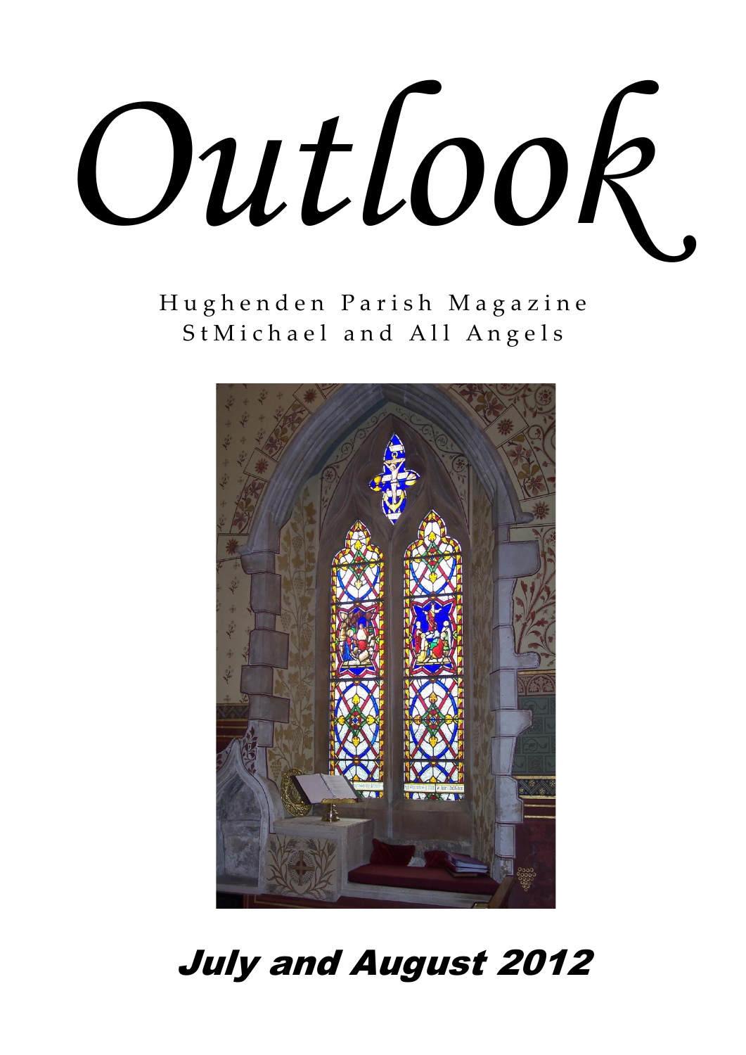# Outlook

Hughenden Parish Magazine
StMichael and All Angels

## July and August 2012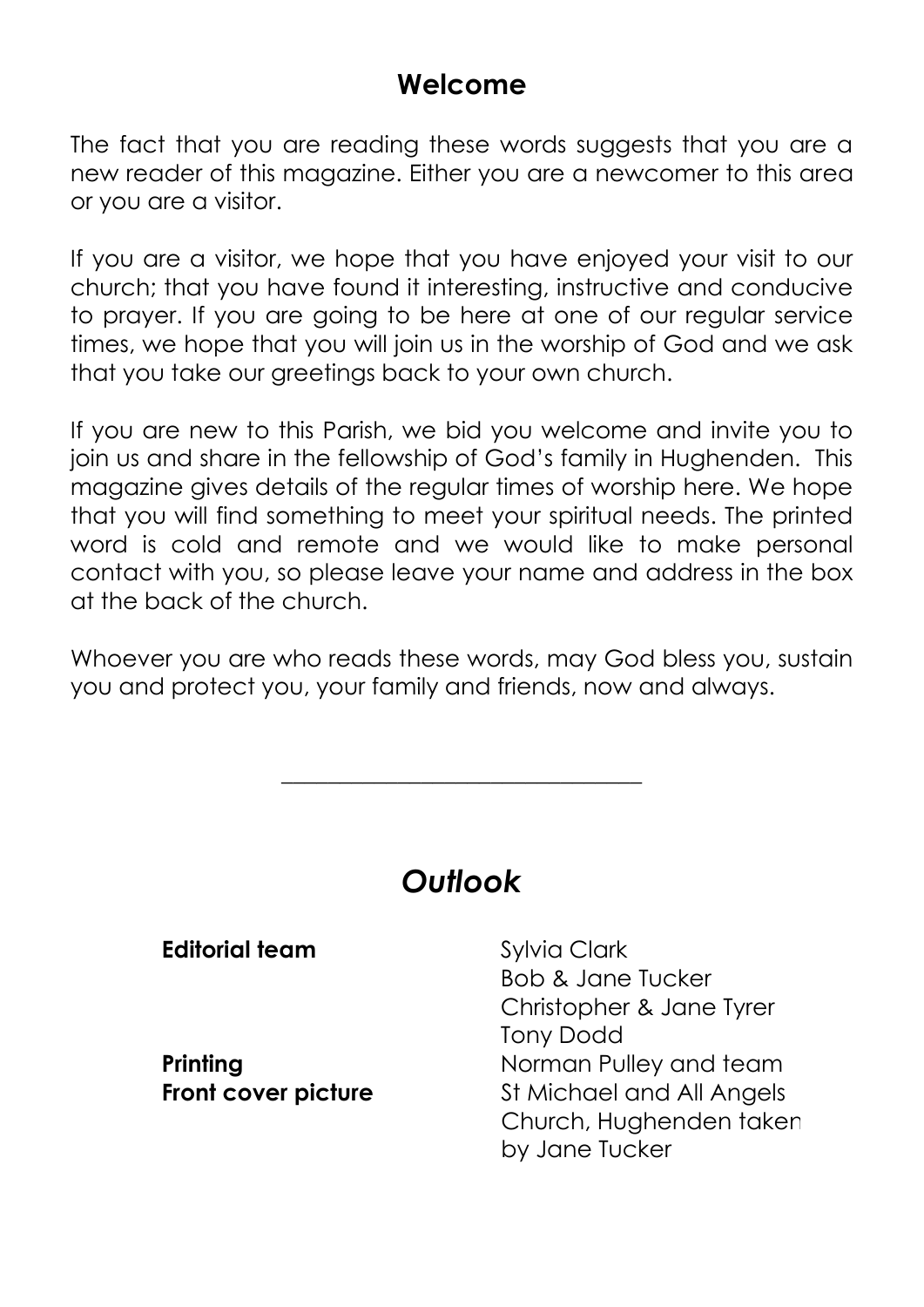## Welcome

The fact that you are reading these words suggests that you are a new reader of this magazine. Either you are a newcomer to this area or you are a visitor.

If you are a visitor, we hope that you have enjoyed your visit to our church; that you have found it interesting, instructive and conducive to prayer. If you are going to be here at one of our regular service times, we hope that you will join us in the worship of God and we ask that you take our greetings back to your own church.

If you are new to this Parish, we bid you welcome and invite you to join us and share in the fellowship of God's family in Hughenden. This magazine gives details of the regular times of worship here. We hope that you will find something to meet your spiritual needs. The printed word is cold and remote and we would like to make personal contact with you, so please leave your name and address in the box at the back of the church.

Whoever you are who reads these words, may God bless you, sustain you and protect you, your family and friends, now and always.

---

## *Outlook*

| | |
|---|---|
| **Editorial team** | Sylvia Clark<br>Bob & Jane Tucker<br>Christopher & Jane Tyrer<br>Tony Dodd |
| **Printing** | Norman Pulley and team |
| **Front cover picture** | St Michael and All Angels Church, Hughenden taken by Jane Tucker |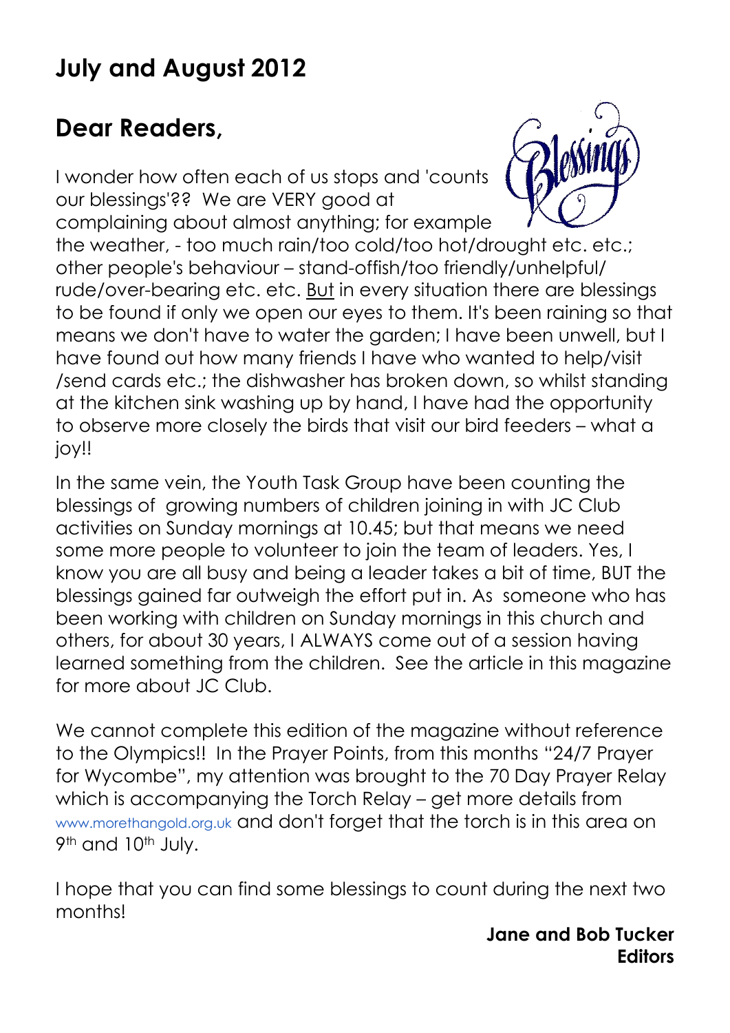# July and August 2012

## Dear Readers,

I wonder how often each of us stops and 'counts our blessings'?? We are VERY good at complaining about almost anything; for example the weather, - too much rain/too cold/too hot/drought etc. etc.; other people's behaviour – stand-offish/too friendly/unhelpful/ rude/over-bearing etc. etc. But in every situation there are blessings to be found if only we open our eyes to them. It's been raining so that means we don't have to water the garden; I have been unwell, but I have found out how many friends I have who wanted to help/visit /send cards etc.; the dishwasher has broken down, so whilst standing at the kitchen sink washing up by hand, I have had the opportunity to observe more closely the birds that visit our bird feeders – what a joy!!

In the same vein, the Youth Task Group have been counting the blessings of growing numbers of children joining in with JC Club activities on Sunday mornings at 10.45; but that means we need some more people to volunteer to join the team of leaders. Yes, I know you are all busy and being a leader takes a bit of time, BUT the blessings gained far outweigh the effort put in. As someone who has been working with children on Sunday mornings in this church and others, for about 30 years, I ALWAYS come out of a session having learned something from the children. See the article in this magazine for more about JC Club.

We cannot complete this edition of the magazine without reference to the Olympics!! In the Prayer Points, from this months "24/7 Prayer for Wycombe", my attention was brought to the 70 Day Prayer Relay which is accompanying the Torch Relay – get more details from www.morethangold.org.uk and don't forget that the torch is in this area on 9th and 10th July.

I hope that you can find some blessings to count during the next two months!

**Jane and Bob Tucker**
**Editors**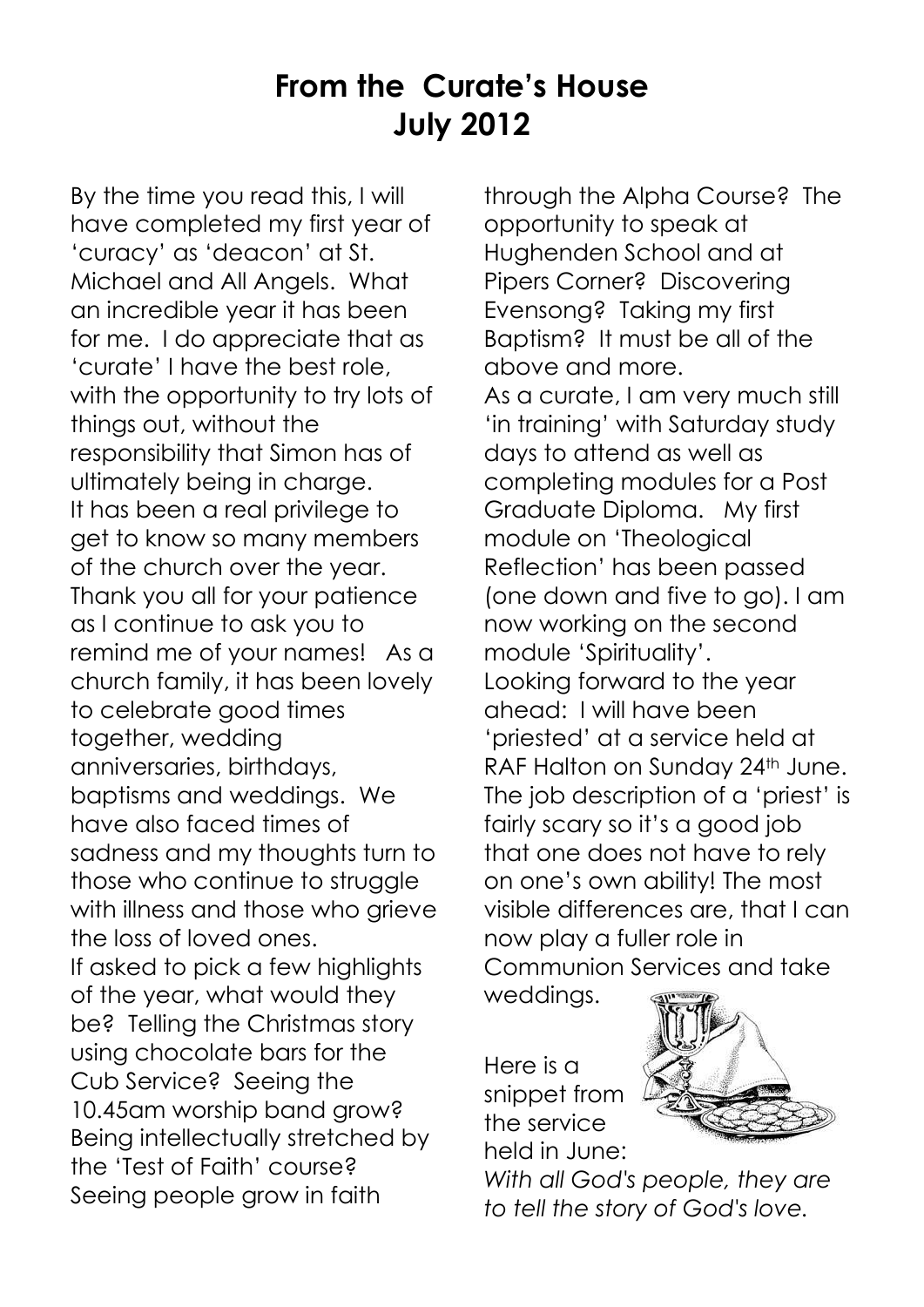# From the Curate's House July 2012

By the time you read this, I will have completed my first year of 'curacy' as 'deacon' at St. Michael and All Angels. What an incredible year it has been for me. I do appreciate that as 'curate' I have the best role, with the opportunity to try lots of things out, without the responsibility that Simon has of ultimately being in charge.

It has been a real privilege to get to know so many members of the church over the year. Thank you all for your patience as I continue to ask you to remind me of your names! As a church family, it has been lovely to celebrate good times together, wedding anniversaries, birthdays, baptisms and weddings. We have also faced times of sadness and my thoughts turn to those who continue to struggle with illness and those who grieve the loss of loved ones.

If asked to pick a few highlights of the year, what would they be? Telling the Christmas story using chocolate bars for the Cub Service? Seeing the 10.45am worship band grow? Being intellectually stretched by the 'Test of Faith' course? Seeing people grow in faith through the Alpha Course? The opportunity to speak at Hughenden School and at Pipers Corner? Discovering Evensong? Taking my first Baptism? It must be all of the above and more.

As a curate, I am very much still 'in training' with Saturday study days to attend as well as completing modules for a Post Graduate Diploma. My first module on 'Theological Reflection' has been passed (one down and five to go). I am now working on the second module 'Spirituality'.

Looking forward to the year ahead: I will have been 'priested' at a service held at RAF Halton on Sunday 24th June. The job description of a 'priest' is fairly scary so it's a good job that one does not have to rely on one's own ability! The most visible differences are, that I can now play a fuller role in Communion Services and take weddings.

Here is a snippet from the service held in June:

*With all God's people, they are to tell the story of God's love.*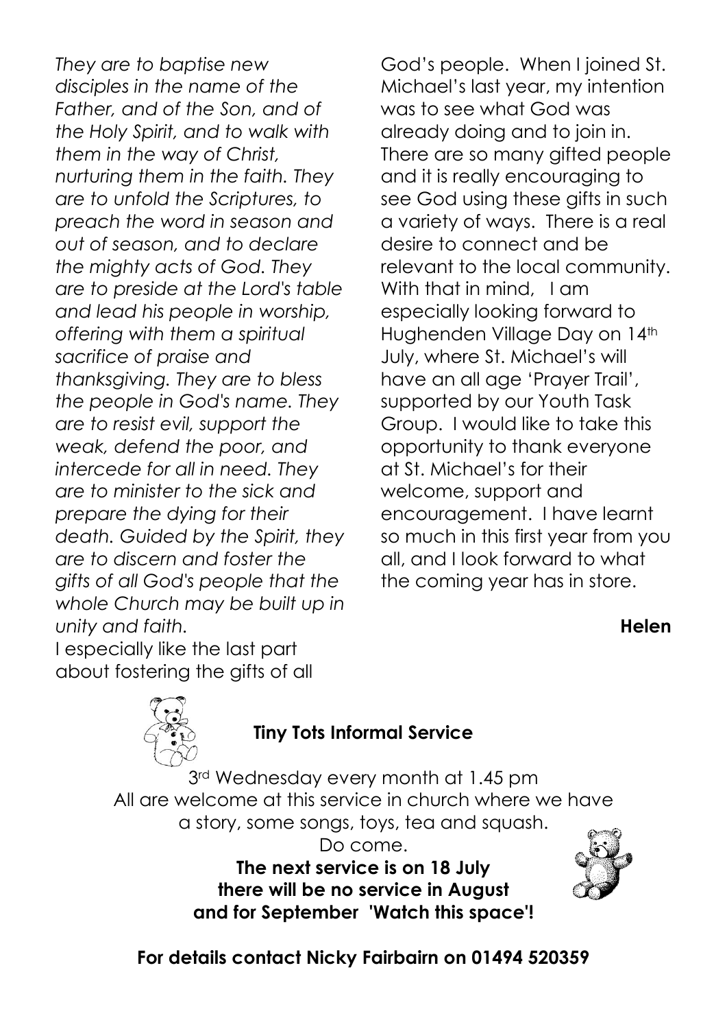*They are to baptise new disciples in the name of the Father, and of the Son, and of the Holy Spirit, and to walk with them in the way of Christ, nurturing them in the faith. They are to unfold the Scriptures, to preach the word in season and out of season, and to declare the mighty acts of God. They are to preside at the Lord's table and lead his people in worship, offering with them a spiritual sacrifice of praise and thanksgiving. They are to bless the people in God's name. They are to resist evil, support the weak, defend the poor, and intercede for all in need. They are to minister to the sick and prepare the dying for their death. Guided by the Spirit, they are to discern and foster the gifts of all God's people that the whole Church may be built up in unity and faith.*

I especially like the last part about fostering the gifts of all God's people. When I joined St. Michael's last year, my intention was to see what God was already doing and to join in. There are so many gifted people and it is really encouraging to see God using these gifts in such a variety of ways. There is a real desire to connect and be relevant to the local community. With that in mind, I am especially looking forward to Hughenden Village Day on 14th July, where St. Michael's will have an all age 'Prayer Trail', supported by our Youth Task Group. I would like to take this opportunity to thank everyone at St. Michael's for their welcome, support and encouragement. I have learnt so much in this first year from you all, and I look forward to what the coming year has in store.

**Helen**

## Tiny Tots Informal Service

3rd Wednesday every month at 1.45 pm

All are welcome at this service in church where we have a story, some songs, toys, tea and squash.

Do come.

**The next service is on 18 July**
**there will be no service in August**
**and for September 'Watch this space'!**

**For details contact Nicky Fairbairn on 01494 520359**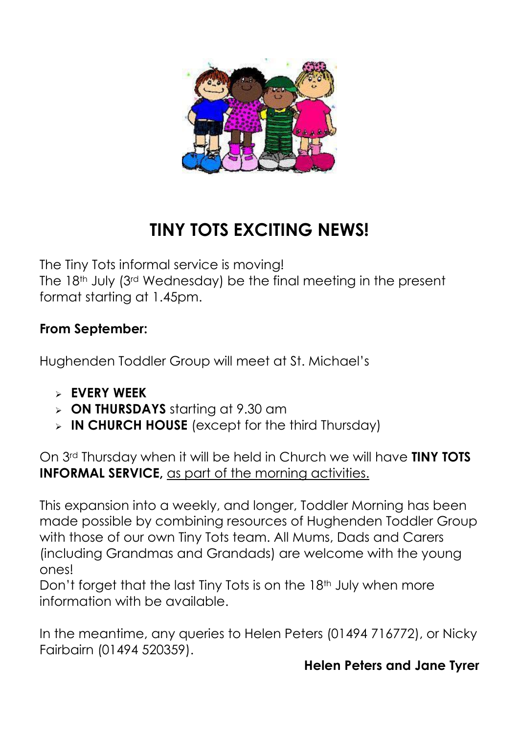# TINY TOTS EXCITING NEWS!

The Tiny Tots informal service is moving!
The 18th July (3rd Wednesday) be the final meeting in the present format starting at 1.45pm.

**From September:**

Hughenden Toddler Group will meet at St. Michael's

- **EVERY WEEK**
- **ON THURSDAYS** starting at 9.30 am
- **IN CHURCH HOUSE** (except for the third Thursday)

On 3rd Thursday when it will be held in Church we will have **TINY TOTS INFORMAL SERVICE,** as part of the morning activities.

This expansion into a weekly, and longer, Toddler Morning has been made possible by combining resources of Hughenden Toddler Group with those of our own Tiny Tots team. All Mums, Dads and Carers (including Grandmas and Grandads) are welcome with the young ones!
Don't forget that the last Tiny Tots is on the 18th July when more information with be available.

In the meantime, any queries to Helen Peters (01494 716772), or Nicky Fairbairn (01494 520359).

**Helen Peters and Jane Tyrer**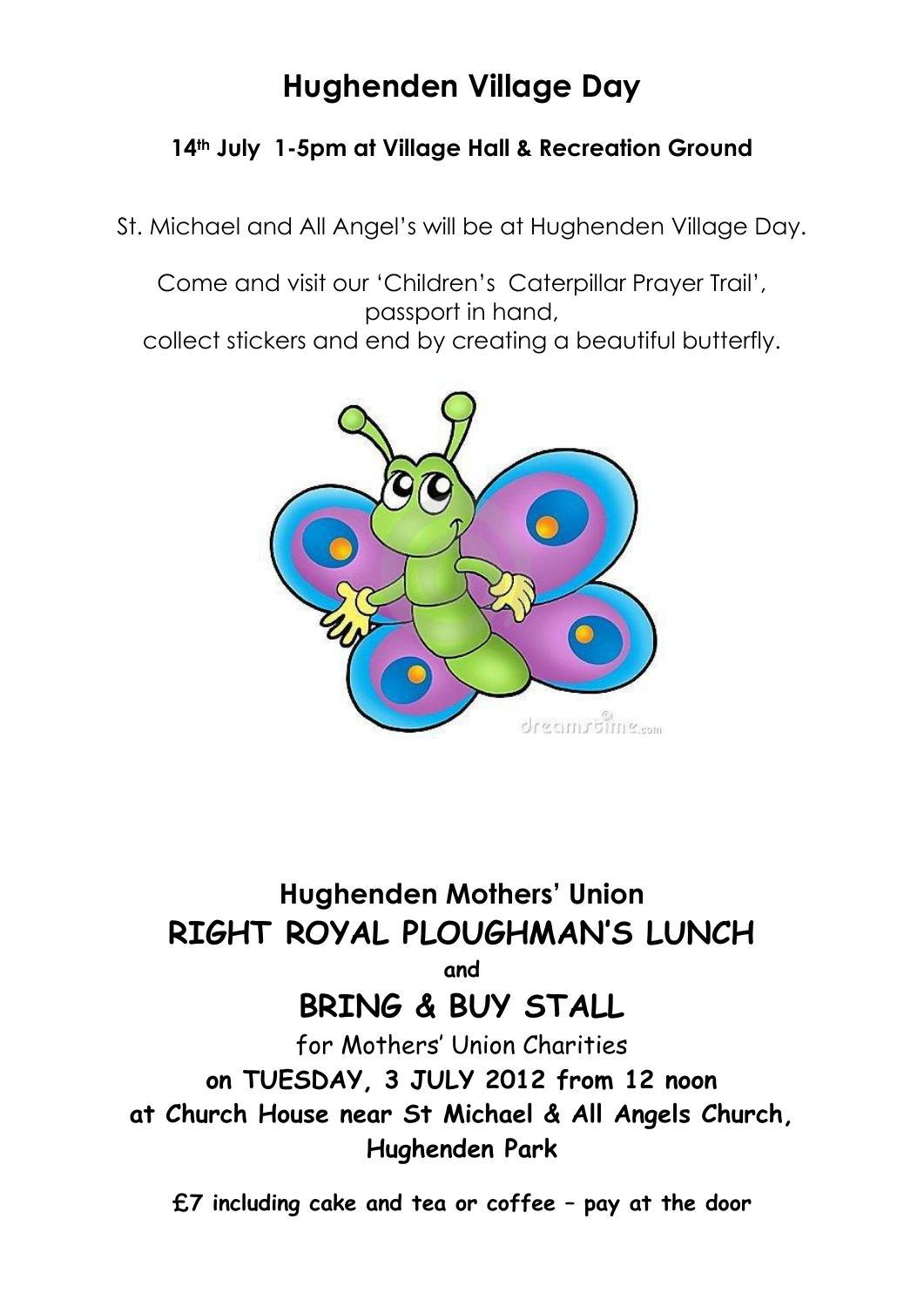# Hughenden Village Day

**14th July 1-5pm at Village Hall & Recreation Ground**

St. Michael and All Angel's will be at Hughenden Village Day.

Come and visit our 'Children's Caterpillar Prayer Trail', passport in hand, collect stickers and end by creating a beautiful butterfly.

## Hughenden Mothers' Union

## RIGHT ROYAL PLOUGHMAN'S LUNCH

**and**

## BRING & BUY STALL

for Mothers' Union Charities

**on TUESDAY, 3 JULY 2012 from 12 noon**

**at Church House near St Michael & All Angels Church, Hughenden Park**

**£7 including cake and tea or coffee – pay at the door**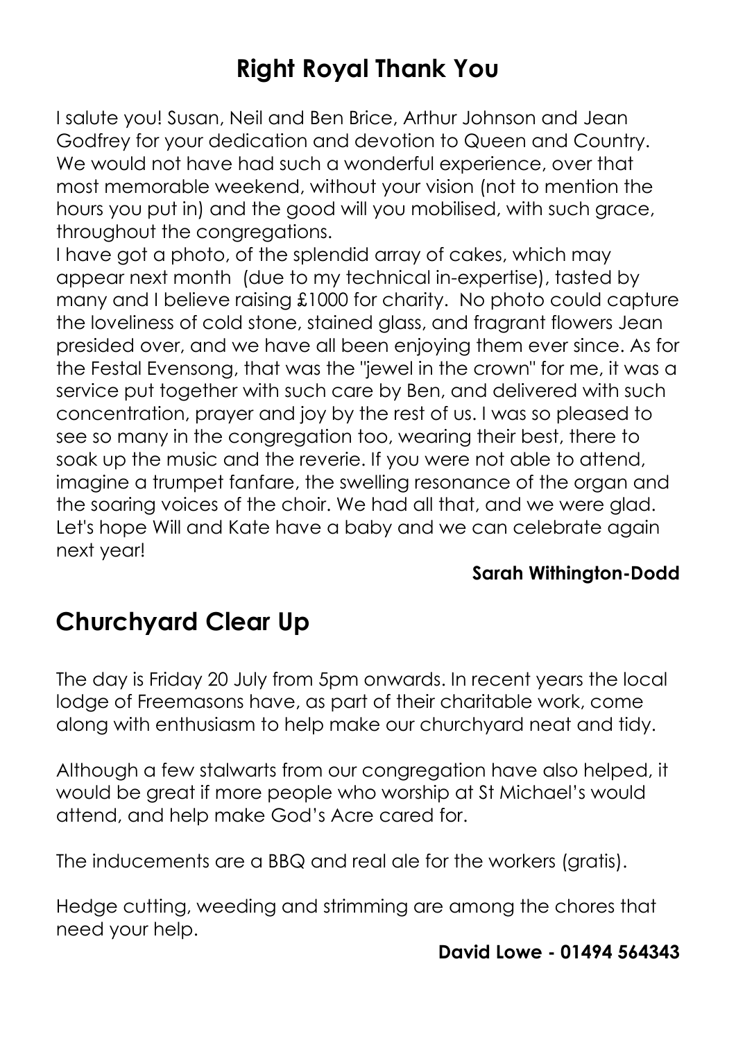## Right Royal Thank You

I salute you! Susan, Neil and Ben Brice, Arthur Johnson and Jean Godfrey for your dedication and devotion to Queen and Country. We would not have had such a wonderful experience, over that most memorable weekend, without your vision (not to mention the hours you put in) and the good will you mobilised, with such grace, throughout the congregations.
I have got a photo, of the splendid array of cakes, which may appear next month (due to my technical in-expertise), tasted by many and I believe raising £1000 for charity. No photo could capture the loveliness of cold stone, stained glass, and fragrant flowers Jean presided over, and we have all been enjoying them ever since. As for the Festal Evensong, that was the "jewel in the crown" for me, it was a service put together with such care by Ben, and delivered with such concentration, prayer and joy by the rest of us. I was so pleased to see so many in the congregation too, wearing their best, there to soak up the music and the reverie. If you were not able to attend, imagine a trumpet fanfare, the swelling resonance of the organ and the soaring voices of the choir. We had all that, and we were glad. Let's hope Will and Kate have a baby and we can celebrate again next year!

**Sarah Withington-Dodd**

## Churchyard Clear Up

The day is Friday 20 July from 5pm onwards. In recent years the local lodge of Freemasons have, as part of their charitable work, come along with enthusiasm to help make our churchyard neat and tidy.

Although a few stalwarts from our congregation have also helped, it would be great if more people who worship at St Michael's would attend, and help make God's Acre cared for.

The inducements are a BBQ and real ale for the workers (gratis).

Hedge cutting, weeding and strimming are among the chores that need your help.

**David Lowe - 01494 564343**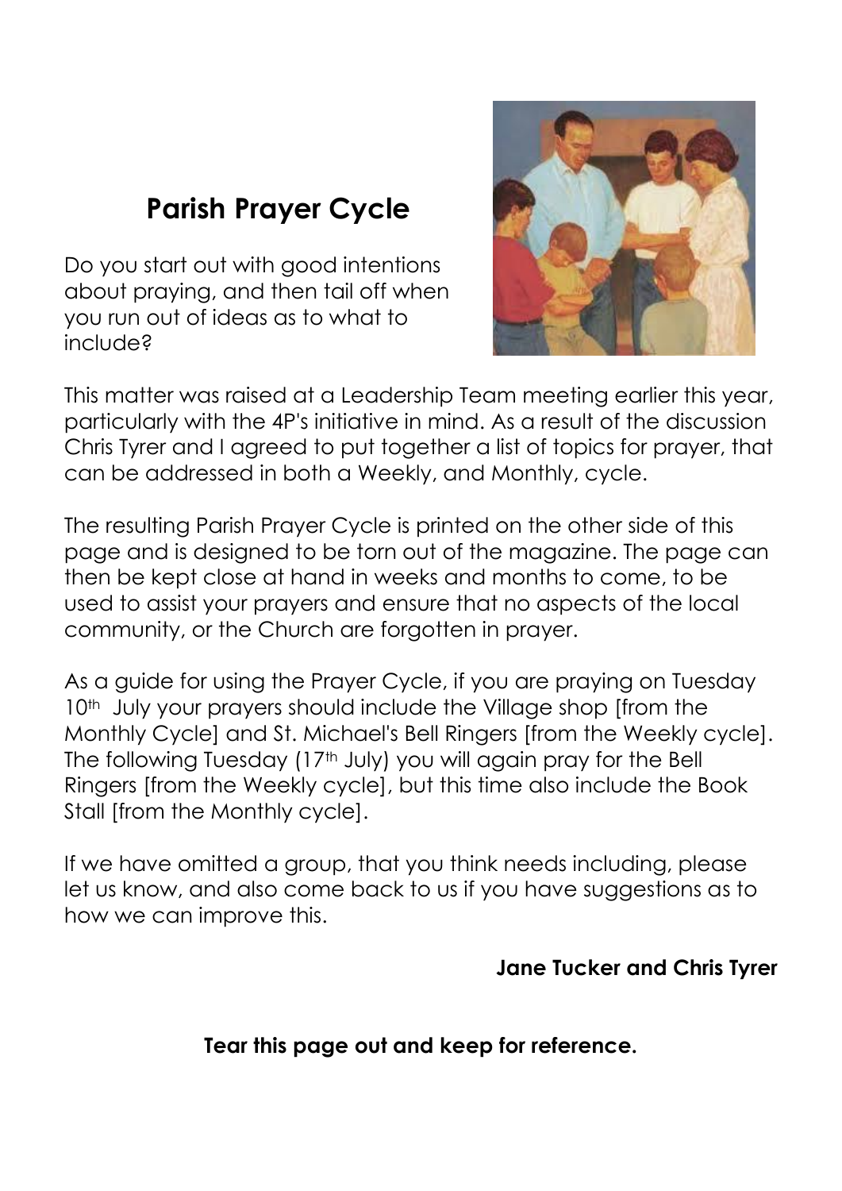# Parish Prayer Cycle

Do you start out with good intentions about praying, and then tail off when you run out of ideas as to what to include?

This matter was raised at a Leadership Team meeting earlier this year, particularly with the 4P's initiative in mind. As a result of the discussion Chris Tyrer and I agreed to put together a list of topics for prayer, that can be addressed in both a Weekly, and Monthly, cycle.

The resulting Parish Prayer Cycle is printed on the other side of this page and is designed to be torn out of the magazine. The page can then be kept close at hand in weeks and months to come, to be used to assist your prayers and ensure that no aspects of the local community, or the Church are forgotten in prayer.

As a guide for using the Prayer Cycle, if you are praying on Tuesday 10th July your prayers should include the Village shop [from the Monthly Cycle] and St. Michael's Bell Ringers [from the Weekly cycle]. The following Tuesday (17th July) you will again pray for the Bell Ringers [from the Weekly cycle], but this time also include the Book Stall [from the Monthly cycle].

If we have omitted a group, that you think needs including, please let us know, and also come back to us if you have suggestions as to how we can improve this.

**Jane Tucker and Chris Tyrer**

**Tear this page out and keep for reference.**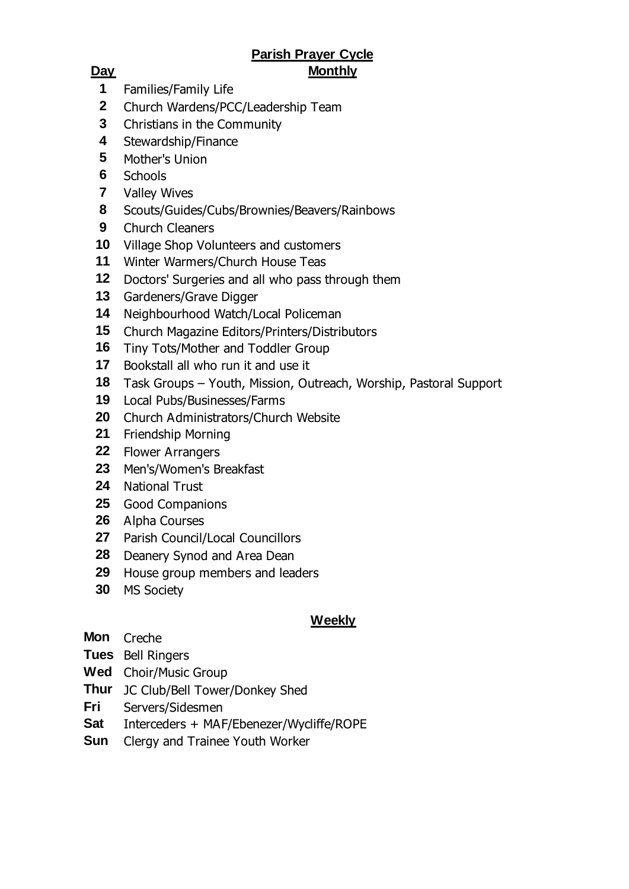## Parish Prayer Cycle

| Day | Monthly |
|---|---|
| 1 | Families/Family Life |
| 2 | Church Wardens/PCC/Leadership Team |
| 3 | Christians in the Community |
| 4 | Stewardship/Finance |
| 5 | Mother's Union |
| 6 | Schools |
| 7 | Valley Wives |
| 8 | Scouts/Guides/Cubs/Brownies/Beavers/Rainbows |
| 9 | Church Cleaners |
| 10 | Village Shop Volunteers and customers |
| 11 | Winter Warmers/Church House Teas |
| 12 | Doctors' Surgeries and all who pass through them |
| 13 | Gardeners/Grave Digger |
| 14 | Neighbourhood Watch/Local Policeman |
| 15 | Church Magazine Editors/Printers/Distributors |
| 16 | Tiny Tots/Mother and Toddler Group |
| 17 | Bookstall all who run it and use it |
| 18 | Task Groups – Youth, Mission, Outreach, Worship, Pastoral Support |
| 19 | Local Pubs/Businesses/Farms |
| 20 | Church Administrators/Church Website |
| 21 | Friendship Morning |
| 22 | Flower Arrangers |
| 23 | Men's/Women's Breakfast |
| 24 | National Trust |
| 25 | Good Companions |
| 26 | Alpha Courses |
| 27 | Parish Council/Local Councillors |
| 28 | Deanery Synod and Area Dean |
| 29 | House group members and leaders |
| 30 | MS Society |

### Weekly

| | |
|---|---|
| **Mon** | Creche |
| **Tues** | Bell Ringers |
| **Wed** | Choir/Music Group |
| **Thur** | JC Club/Bell Tower/Donkey Shed |
| **Fri** | Servers/Sidesmen |
| **Sat** | Interceders + MAF/Ebenezer/Wycliffe/ROPE |
| **Sun** | Clergy and Trainee Youth Worker |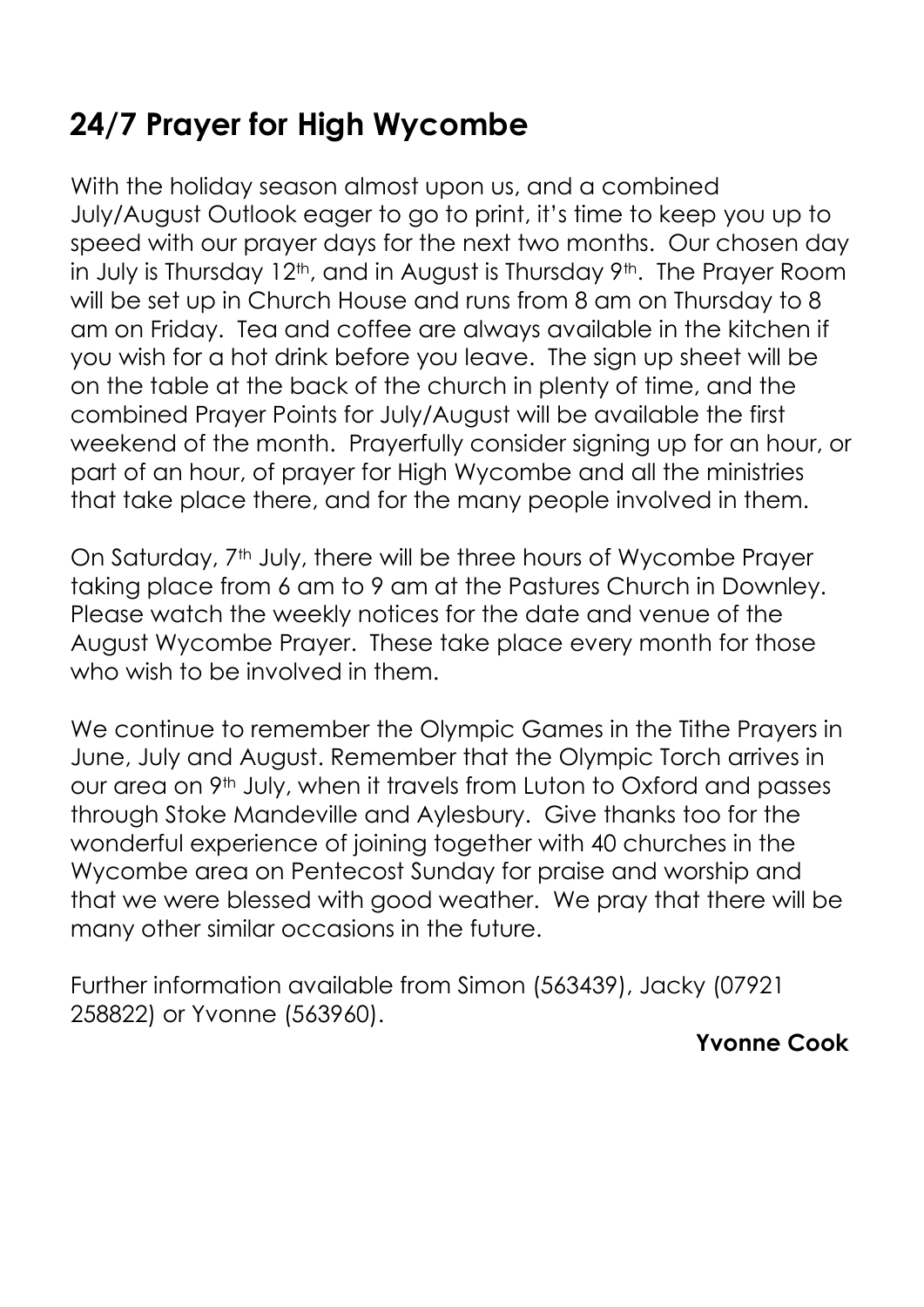## 24/7 Prayer for High Wycombe

With the holiday season almost upon us, and a combined July/August Outlook eager to go to print, it's time to keep you up to speed with our prayer days for the next two months. Our chosen day in July is Thursday 12th, and in August is Thursday 9th. The Prayer Room will be set up in Church House and runs from 8 am on Thursday to 8 am on Friday. Tea and coffee are always available in the kitchen if you wish for a hot drink before you leave. The sign up sheet will be on the table at the back of the church in plenty of time, and the combined Prayer Points for July/August will be available the first weekend of the month. Prayerfully consider signing up for an hour, or part of an hour, of prayer for High Wycombe and all the ministries that take place there, and for the many people involved in them.

On Saturday, 7th July, there will be three hours of Wycombe Prayer taking place from 6 am to 9 am at the Pastures Church in Downley. Please watch the weekly notices for the date and venue of the August Wycombe Prayer. These take place every month for those who wish to be involved in them.

We continue to remember the Olympic Games in the Tithe Prayers in June, July and August. Remember that the Olympic Torch arrives in our area on 9th July, when it travels from Luton to Oxford and passes through Stoke Mandeville and Aylesbury. Give thanks too for the wonderful experience of joining together with 40 churches in the Wycombe area on Pentecost Sunday for praise and worship and that we were blessed with good weather. We pray that there will be many other similar occasions in the future.

Further information available from Simon (563439), Jacky (07921 258822) or Yvonne (563960).

**Yvonne Cook**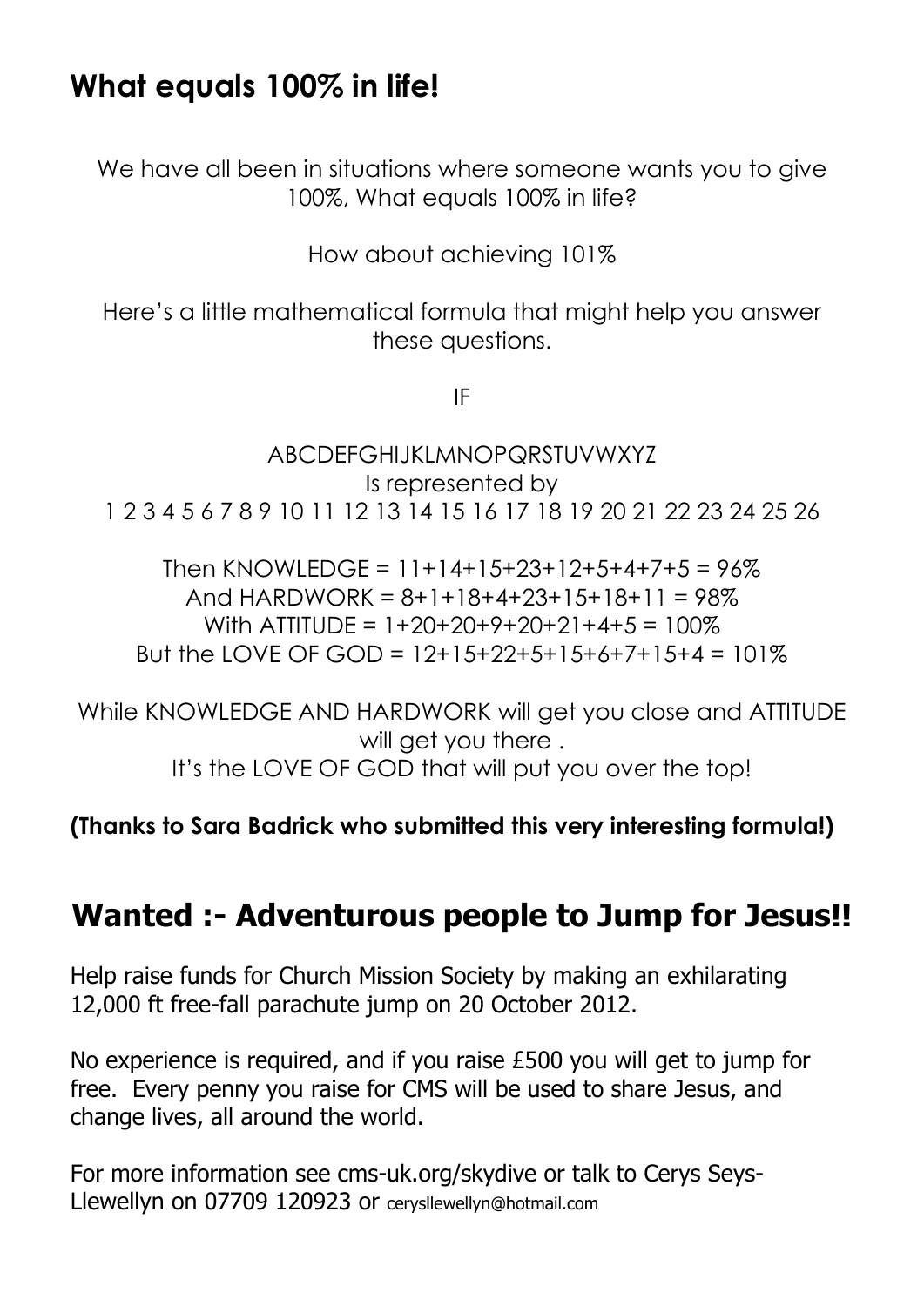## What equals 100% in life!

We have all been in situations where someone wants you to give 100%, What equals 100% in life?

How about achieving 101%

Here's a little mathematical formula that might help you answer these questions.

IF

ABCDEFGHIJKLMNOPQRSTUVWXYZ
Is represented by
1 2 3 4 5 6 7 8 9 10 11 12 13 14 15 16 17 18 19 20 21 22 23 24 25 26

Then KNOWLEDGE = 11+14+15+23+12+5+4+7+5 = 96%
And HARDWORK = 8+1+18+4+23+15+18+11 = 98%
With ATTITUDE = 1+20+20+9+20+21+4+5 = 100%
But the LOVE OF GOD = 12+15+22+5+15+6+7+15+4 = 101%

While KNOWLEDGE AND HARDWORK will get you close and ATTITUDE will get you there .
It's the LOVE OF GOD that will put you over the top!

**(Thanks to Sara Badrick who submitted this very interesting formula!)**

## Wanted :- Adventurous people to Jump for Jesus!!

Help raise funds for Church Mission Society by making an exhilarating 12,000 ft free-fall parachute jump on 20 October 2012.

No experience is required, and if you raise £500 you will get to jump for free. Every penny you raise for CMS will be used to share Jesus, and change lives, all around the world.

For more information see cms-uk.org/skydive or talk to Cerys Seys-Llewellyn on 07709 120923 or cerysllewellyn@hotmail.com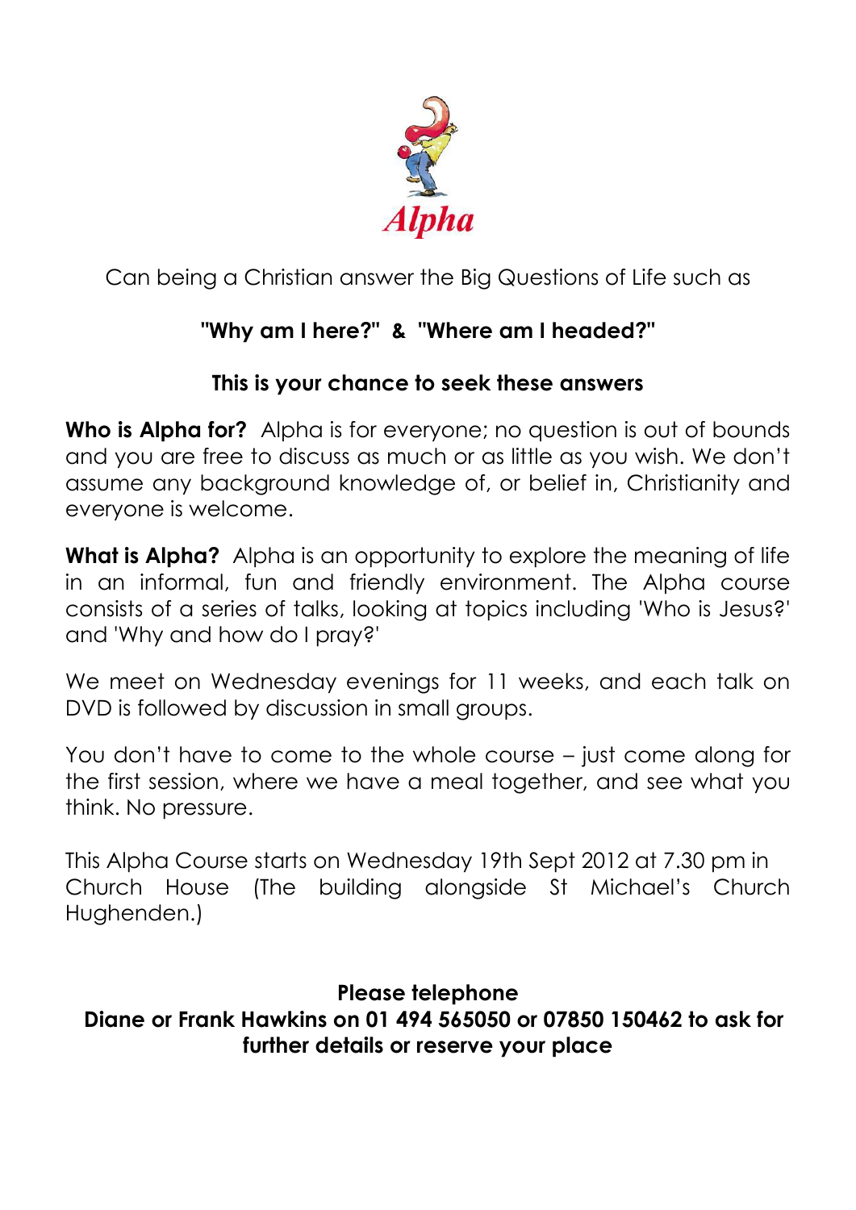# Alpha

Can being a Christian answer the Big Questions of Life such as

**"Why am I here?" & "Where am I headed?"**

**This is your chance to seek these answers**

**Who is Alpha for?** Alpha is for everyone; no question is out of bounds and you are free to discuss as much or as little as you wish. We don't assume any background knowledge of, or belief in, Christianity and everyone is welcome.

**What is Alpha?** Alpha is an opportunity to explore the meaning of life in an informal, fun and friendly environment. The Alpha course consists of a series of talks, looking at topics including 'Who is Jesus?' and 'Why and how do I pray?'

We meet on Wednesday evenings for 11 weeks, and each talk on DVD is followed by discussion in small groups.

You don't have to come to the whole course – just come along for the first session, where we have a meal together, and see what you think. No pressure.

This Alpha Course starts on Wednesday 19th Sept 2012 at 7.30 pm in Church House (The building alongside St Michael's Church Hughenden.)

**Please telephone**
**Diane or Frank Hawkins on 01 494 565050 or 07850 150462 to ask for further details or reserve your place**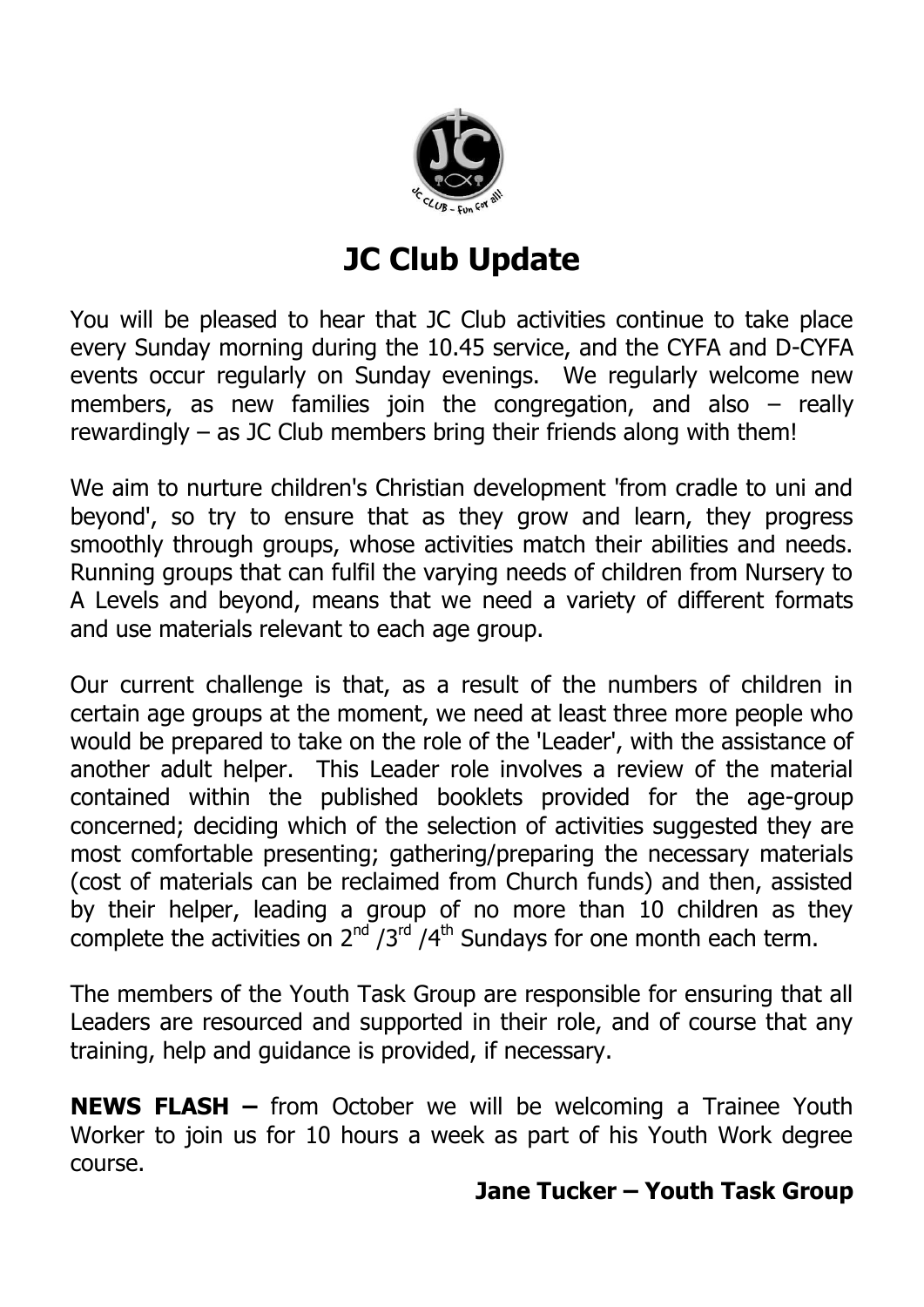# JC Club Update

You will be pleased to hear that JC Club activities continue to take place every Sunday morning during the 10.45 service, and the CYFA and D-CYFA events occur regularly on Sunday evenings. We regularly welcome new members, as new families join the congregation, and also – really rewardingly – as JC Club members bring their friends along with them!

We aim to nurture children's Christian development 'from cradle to uni and beyond', so try to ensure that as they grow and learn, they progress smoothly through groups, whose activities match their abilities and needs. Running groups that can fulfil the varying needs of children from Nursery to A Levels and beyond, means that we need a variety of different formats and use materials relevant to each age group.

Our current challenge is that, as a result of the numbers of children in certain age groups at the moment, we need at least three more people who would be prepared to take on the role of the 'Leader', with the assistance of another adult helper. This Leader role involves a review of the material contained within the published booklets provided for the age-group concerned; deciding which of the selection of activities suggested they are most comfortable presenting; gathering/preparing the necessary materials (cost of materials can be reclaimed from Church funds) and then, assisted by their helper, leading a group of no more than 10 children as they complete the activities on 2nd /3rd /4th Sundays for one month each term.

The members of the Youth Task Group are responsible for ensuring that all Leaders are resourced and supported in their role, and of course that any training, help and guidance is provided, if necessary.

**NEWS FLASH –** from October we will be welcoming a Trainee Youth Worker to join us for 10 hours a week as part of his Youth Work degree course.

**Jane Tucker – Youth Task Group**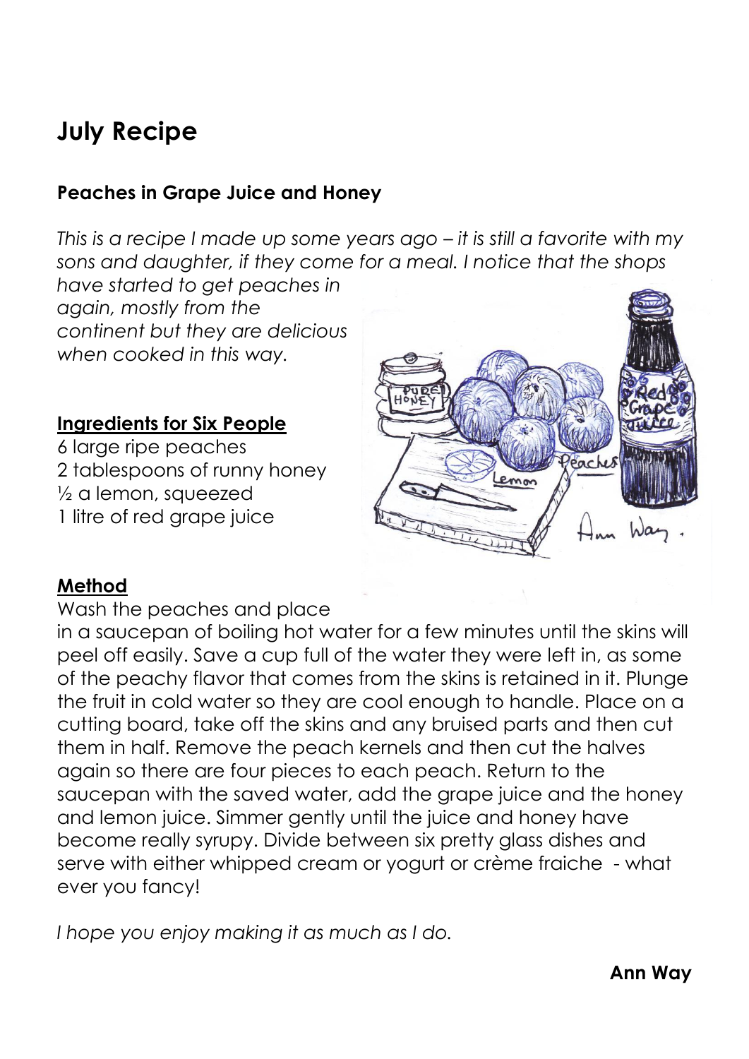# July Recipe

## Peaches in Grape Juice and Honey

*This is a recipe I made up some years ago – it is still a favorite with my sons and daughter, if they come for a meal. I notice that the shops have started to get peaches in again, mostly from the continent but they are delicious when cooked in this way.*

**Ingredients for Six People**

6 large ripe peaches
2 tablespoons of runny honey
½ a lemon, squeezed
1 litre of red grape juice

**Method**

Wash the peaches and place in a saucepan of boiling hot water for a few minutes until the skins will peel off easily. Save a cup full of the water they were left in, as some of the peachy flavor that comes from the skins is retained in it. Plunge the fruit in cold water so they are cool enough to handle. Place on a cutting board, take off the skins and any bruised parts and then cut them in half. Remove the peach kernels and then cut the halves again so there are four pieces to each peach. Return to the saucepan with the saved water, add the grape juice and the honey and lemon juice. Simmer gently until the juice and honey have become really syrupy. Divide between six pretty glass dishes and serve with either whipped cream or yogurt or crème fraiche - what ever you fancy!

*I hope you enjoy making it as much as I do.*

**Ann Way**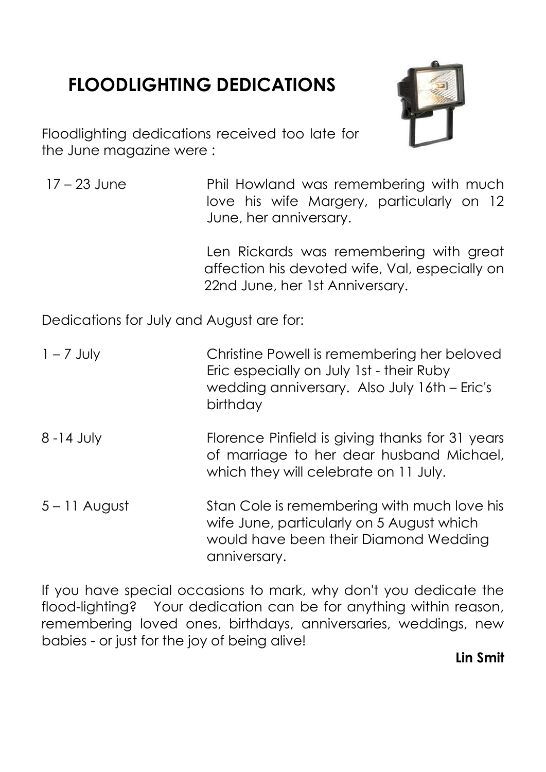# FLOODLIGHTING DEDICATIONS

Floodlighting dedications received too late for the June magazine were :

| | |
|---|---|
| 17 – 23 June | Phil Howland was remembering with much love his wife Margery, particularly on 12 June, her anniversary. |
| | Len Rickards was remembering with great affection his devoted wife, Val, especially on 22nd June, her 1st Anniversary. |

Dedications for July and August are for:

| | |
|---|---|
| 1 – 7 July | Christine Powell is remembering her beloved Eric especially on July 1st - their Ruby wedding anniversary. Also July 16th – Eric's birthday |
| 8 -14 July | Florence Pinfield is giving thanks for 31 years of marriage to her dear husband Michael, which they will celebrate on 11 July. |
| 5 – 11 August | Stan Cole is remembering with much love his wife June, particularly on 5 August which would have been their Diamond Wedding anniversary. |

If you have special occasions to mark, why don't you dedicate the flood-lighting? Your dedication can be for anything within reason, remembering loved ones, birthdays, anniversaries, weddings, new babies - or just for the joy of being alive!

**Lin Smit**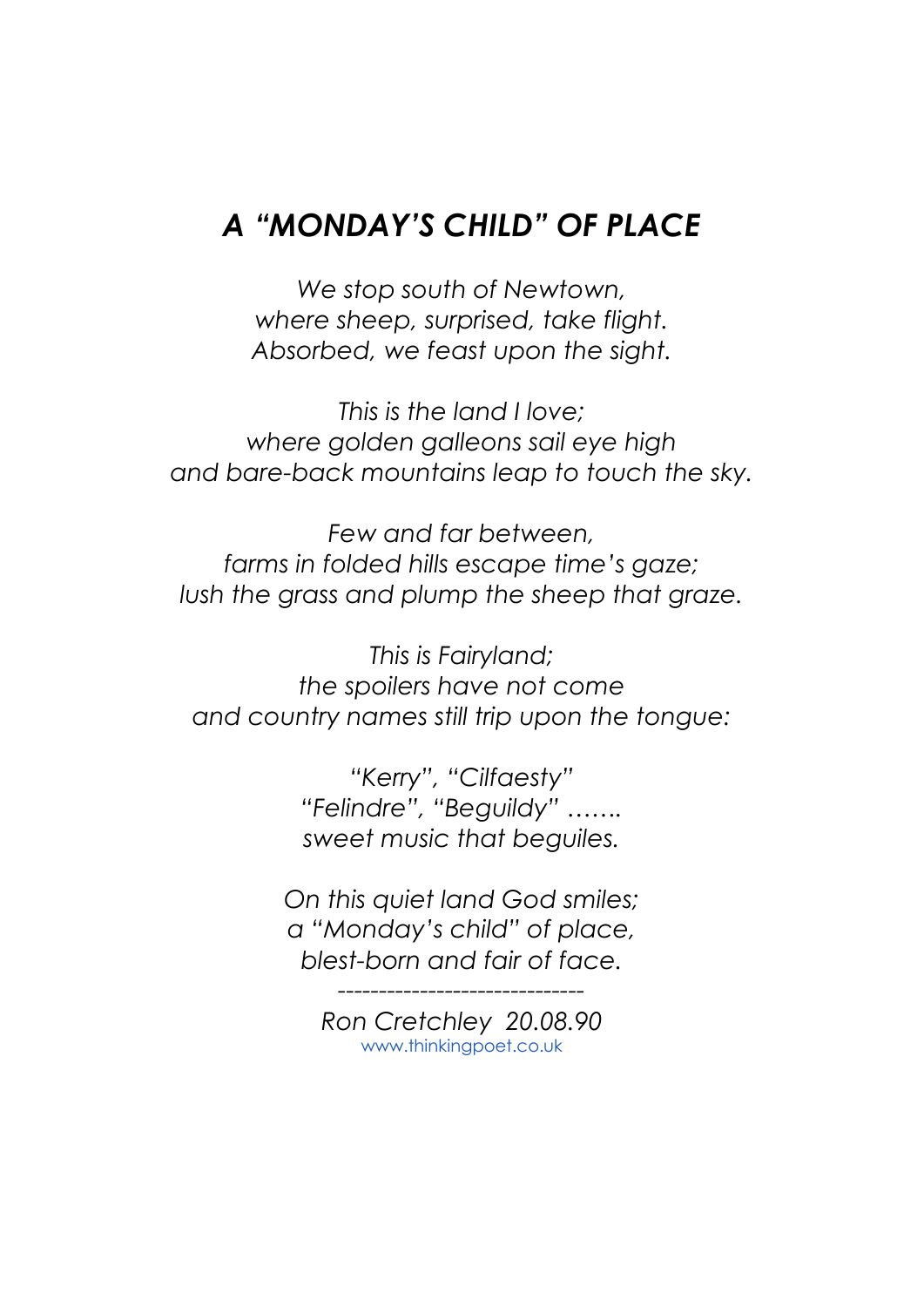# *A "MONDAY'S CHILD" OF PLACE*

*We stop south of Newtown,*
*where sheep, surprised, take flight.*
*Absorbed, we feast upon the sight.*

*This is the land I love;*
*where golden galleons sail eye high*
*and bare-back mountains leap to touch the sky.*

*Few and far between,*
*farms in folded hills escape time's gaze;*
*lush the grass and plump the sheep that graze.*

*This is Fairyland;*
*the spoilers have not come*
*and country names still trip upon the tongue:*

*"Kerry", "Cilfaesty"*
*"Felindre", "Beguildy" …….*
*sweet music that beguiles.*

*On this quiet land God smiles;*
*a "Monday's child" of place,*
*blest-born and fair of face.*

------------------------------

*Ron Cretchley 20.08.90*
www.thinkingpoet.co.uk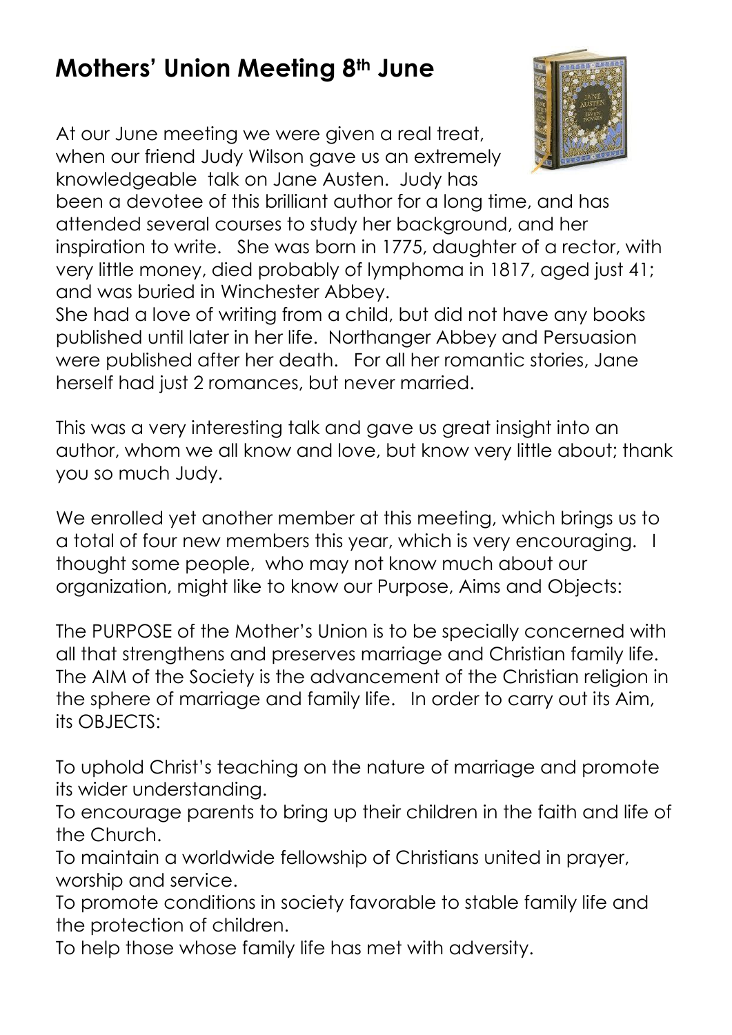# Mothers' Union Meeting 8th June

At our June meeting we were given a real treat, when our friend Judy Wilson gave us an extremely knowledgeable talk on Jane Austen. Judy has been a devotee of this brilliant author for a long time, and has attended several courses to study her background, and her inspiration to write. She was born in 1775, daughter of a rector, with very little money, died probably of lymphoma in 1817, aged just 41; and was buried in Winchester Abbey.

She had a love of writing from a child, but did not have any books published until later in her life. Northanger Abbey and Persuasion were published after her death. For all her romantic stories, Jane herself had just 2 romances, but never married.

This was a very interesting talk and gave us great insight into an author, whom we all know and love, but know very little about; thank you so much Judy.

We enrolled yet another member at this meeting, which brings us to a total of four new members this year, which is very encouraging. I thought some people, who may not know much about our organization, might like to know our Purpose, Aims and Objects:

The PURPOSE of the Mother's Union is to be specially concerned with all that strengthens and preserves marriage and Christian family life. The AIM of the Society is the advancement of the Christian religion in the sphere of marriage and family life. In order to carry out its Aim, its OBJECTS:

To uphold Christ's teaching on the nature of marriage and promote its wider understanding.

To encourage parents to bring up their children in the faith and life of the Church.

To maintain a worldwide fellowship of Christians united in prayer, worship and service.

To promote conditions in society favorable to stable family life and the protection of children.

To help those whose family life has met with adversity.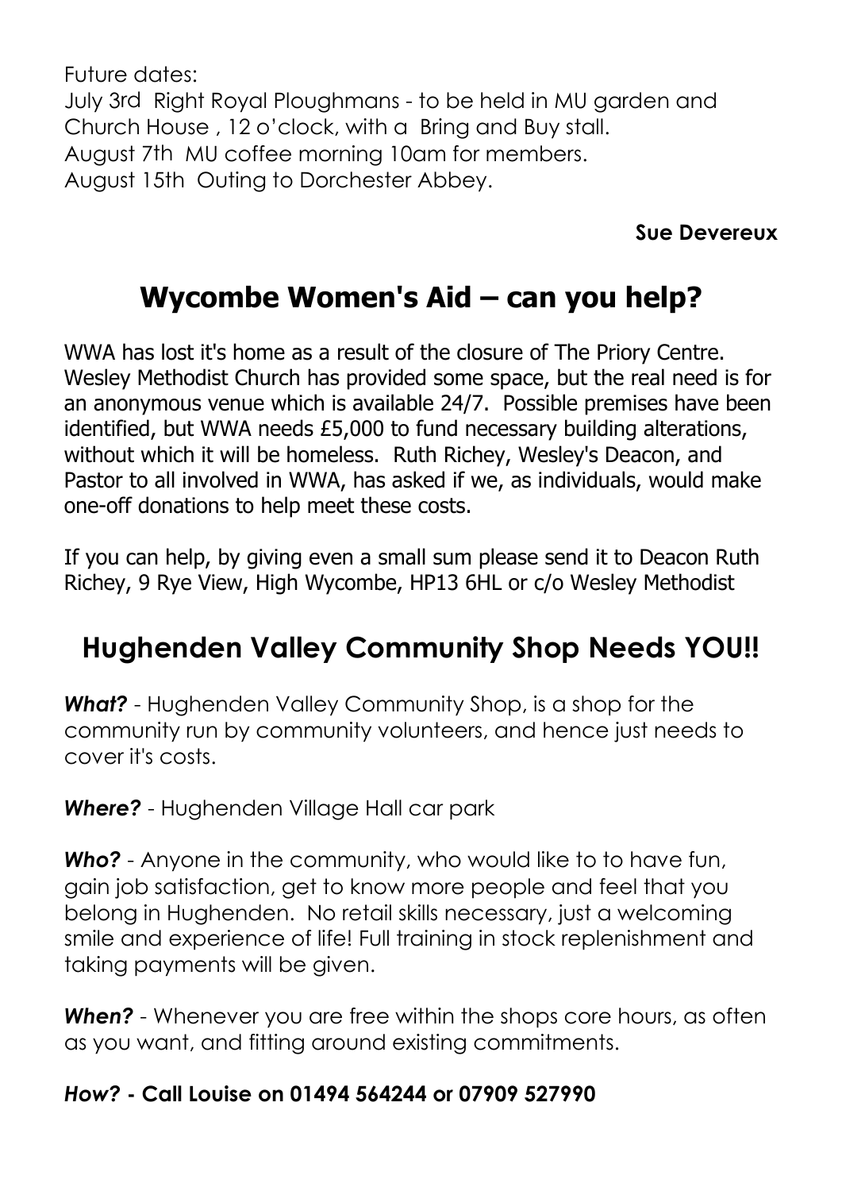Future dates:
July 3rd Right Royal Ploughmans - to be held in MU garden and Church House , 12 o'clock, with a Bring and Buy stall.
August 7th MU coffee morning 10am for members.
August 15th Outing to Dorchester Abbey.

**Sue Devereux**

## Wycombe Women's Aid – can you help?

WWA has lost it's home as a result of the closure of The Priory Centre. Wesley Methodist Church has provided some space, but the real need is for an anonymous venue which is available 24/7. Possible premises have been identified, but WWA needs £5,000 to fund necessary building alterations, without which it will be homeless. Ruth Richey, Wesley's Deacon, and Pastor to all involved in WWA, has asked if we, as individuals, would make one-off donations to help meet these costs.

If you can help, by giving even a small sum please send it to Deacon Ruth Richey, 9 Rye View, High Wycombe, HP13 6HL or c/o Wesley Methodist

## Hughenden Valley Community Shop Needs YOU!!

***What?*** - Hughenden Valley Community Shop, is a shop for the community run by community volunteers, and hence just needs to cover it's costs.

***Where?*** - Hughenden Village Hall car park

***Who?*** - Anyone in the community, who would like to to have fun, gain job satisfaction, get to know more people and feel that you belong in Hughenden. No retail skills necessary, just a welcoming smile and experience of life! Full training in stock replenishment and taking payments will be given.

***When?*** - Whenever you are free within the shops core hours, as often as you want, and fitting around existing commitments.

***How?* - Call Louise on 01494 564244 or 07909 527990**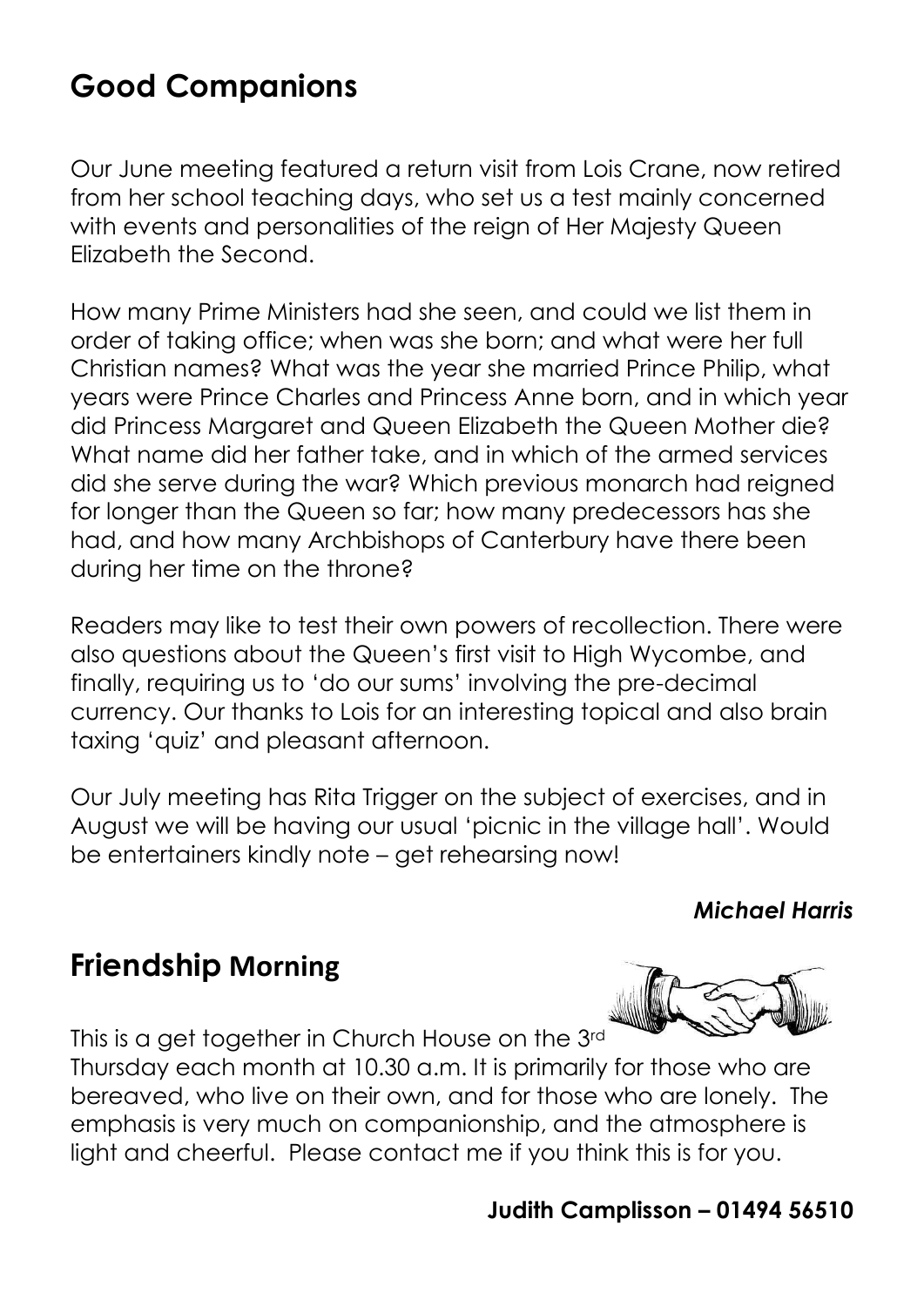## Good Companions

Our June meeting featured a return visit from Lois Crane, now retired from her school teaching days, who set us a test mainly concerned with events and personalities of the reign of Her Majesty Queen Elizabeth the Second.

How many Prime Ministers had she seen, and could we list them in order of taking office; when was she born; and what were her full Christian names? What was the year she married Prince Philip, what years were Prince Charles and Princess Anne born, and in which year did Princess Margaret and Queen Elizabeth the Queen Mother die? What name did her father take, and in which of the armed services did she serve during the war? Which previous monarch had reigned for longer than the Queen so far; how many predecessors has she had, and how many Archbishops of Canterbury have there been during her time on the throne?

Readers may like to test their own powers of recollection. There were also questions about the Queen's first visit to High Wycombe, and finally, requiring us to 'do our sums' involving the pre-decimal currency. Our thanks to Lois for an interesting topical and also brain taxing 'quiz' and pleasant afternoon.

Our July meeting has Rita Trigger on the subject of exercises, and in August we will be having our usual 'picnic in the village hall'. Would be entertainers kindly note – get rehearsing now!

***Michael Harris***

## Friendship Morning

This is a get together in Church House on the 3rd Thursday each month at 10.30 a.m. It is primarily for those who are bereaved, who live on their own, and for those who are lonely. The emphasis is very much on companionship, and the atmosphere is light and cheerful. Please contact me if you think this is for you.

**Judith Camplisson – 01494 56510**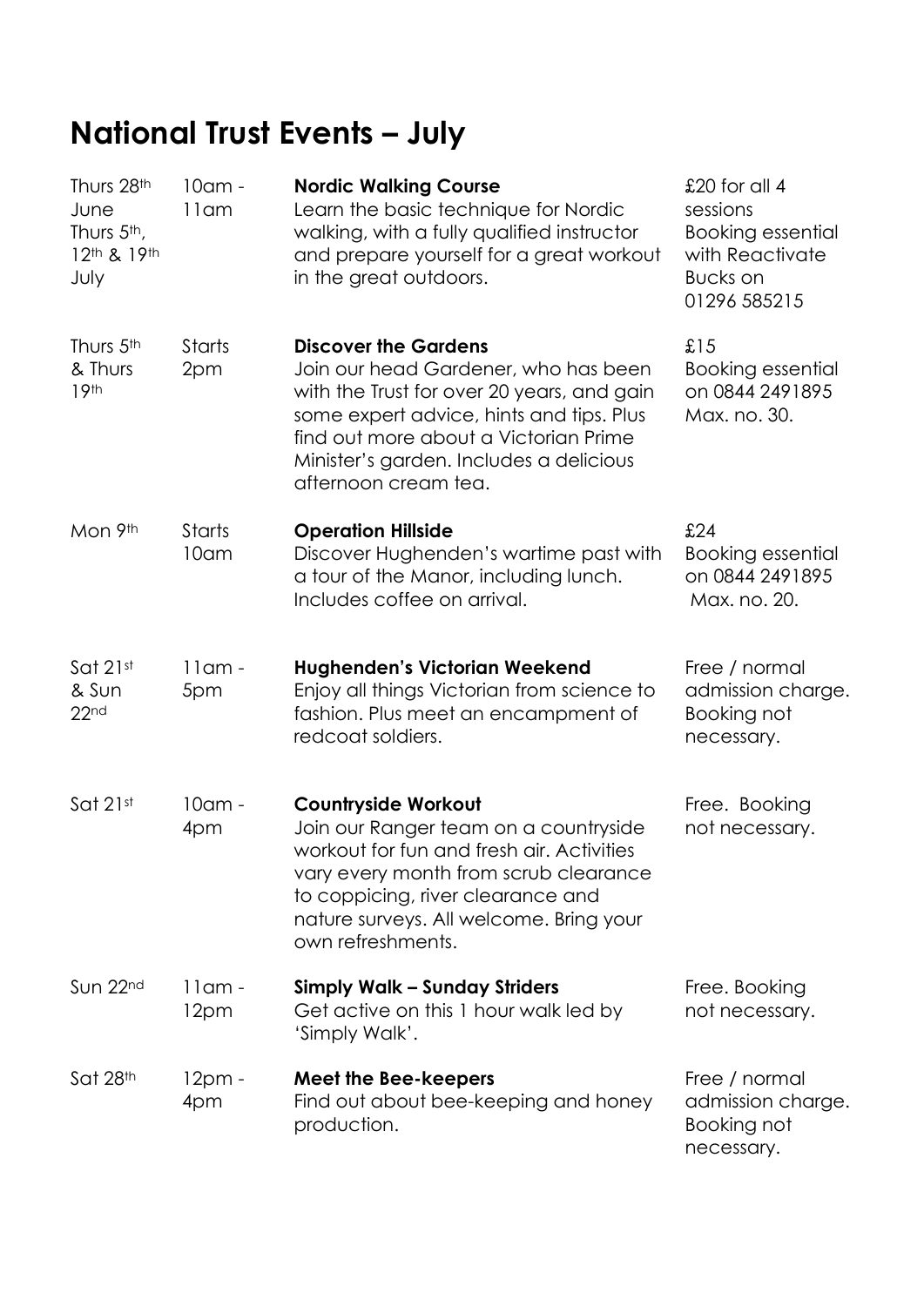# National Trust Events – July

| | | | |
|---|---|---|---|
| Thurs 28th June Thurs 5th, 12th & 19th July | 10am - 11am | **Nordic Walking Course** Learn the basic technique for Nordic walking, with a fully qualified instructor and prepare yourself for a great workout in the great outdoors. | £20 for all 4 sessions Booking essential with Reactivate Bucks on 01296 585215 |
| Thurs 5th & Thurs 19th | Starts 2pm | **Discover the Gardens** Join our head Gardener, who has been with the Trust for over 20 years, and gain some expert advice, hints and tips. Plus find out more about a Victorian Prime Minister's garden. Includes a delicious afternoon cream tea. | £15 Booking essential on 0844 2491895 Max. no. 30. |
| Mon 9th | Starts 10am | **Operation Hillside** Discover Hughenden's wartime past with a tour of the Manor, including lunch. Includes coffee on arrival. | £24 Booking essential on 0844 2491895 Max. no. 20. |
| Sat 21st & Sun 22nd | 11am - 5pm | **Hughenden's Victorian Weekend** Enjoy all things Victorian from science to fashion. Plus meet an encampment of redcoat soldiers. | Free / normal admission charge. Booking not necessary. |
| Sat 21st | 10am - 4pm | **Countryside Workout** Join our Ranger team on a countryside workout for fun and fresh air. Activities vary every month from scrub clearance to coppicing, river clearance and nature surveys. All welcome. Bring your own refreshments. | Free. Booking not necessary. |
| Sun 22nd | 11am - 12pm | **Simply Walk – Sunday Striders** Get active on this 1 hour walk led by 'Simply Walk'. | Free. Booking not necessary. |
| Sat 28th | 12pm - 4pm | **Meet the Bee-keepers** Find out about bee-keeping and honey production. | Free / normal admission charge. Booking not necessary. |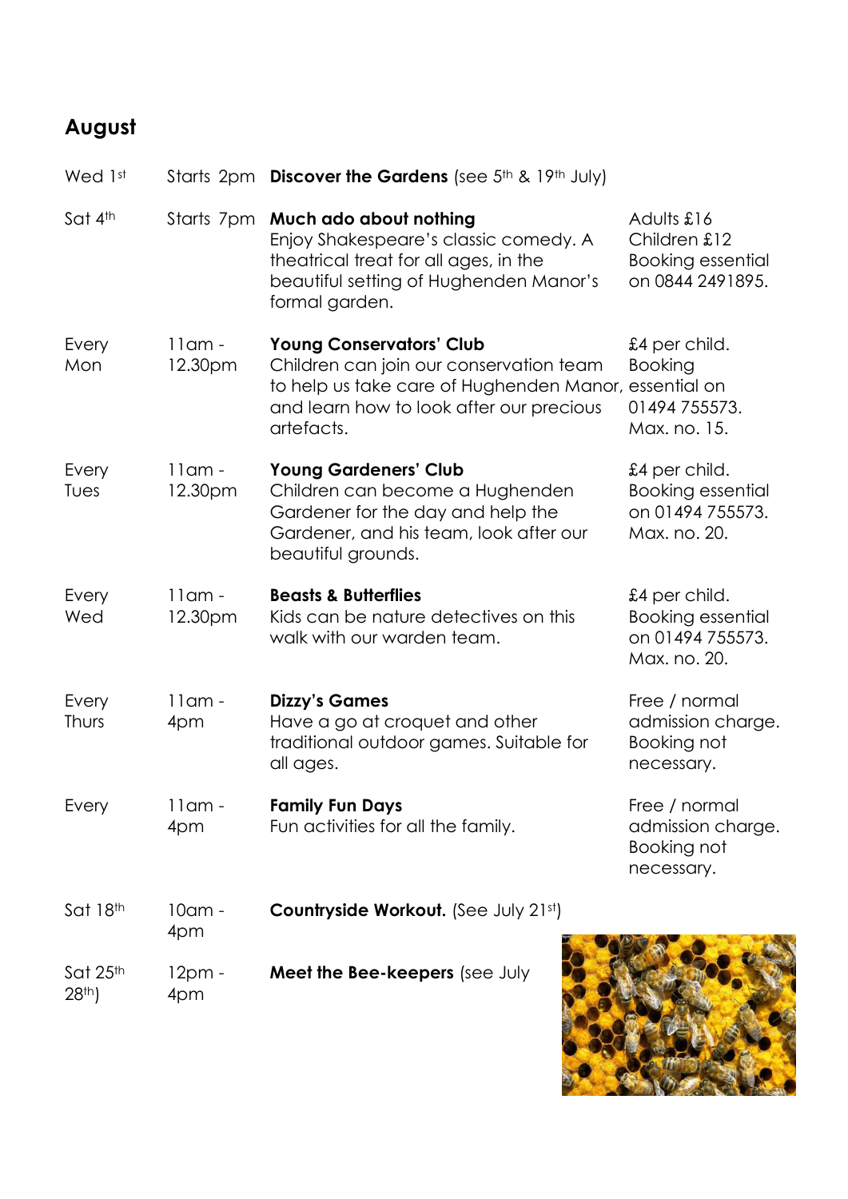## August

| | | | |
|---|---|---|---|
| Wed 1st | Starts 2pm | **Discover the Gardens** (see 5th & 19th July) | |
| Sat 4th | Starts 7pm | **Much ado about nothing** Enjoy Shakespeare's classic comedy. A theatrical treat for all ages, in the beautiful setting of Hughenden Manor's formal garden. | Adults £16 Children £12 Booking essential on 0844 2491895. |
| Every Mon | 11am - 12.30pm | **Young Conservators' Club** Children can join our conservation team to help us take care of Hughenden Manor, and learn how to look after our precious artefacts. | £4 per child. Booking essential on 01494 755573. Max. no. 15. |
| Every Tues | 11am - 12.30pm | **Young Gardeners' Club** Children can become a Hughenden Gardener for the day and help the Gardener, and his team, look after our beautiful grounds. | £4 per child. Booking essential on 01494 755573. Max. no. 20. |
| Every Wed | 11am - 12.30pm | **Beasts & Butterflies** Kids can be nature detectives on this walk with our warden team. | £4 per child. Booking essential on 01494 755573. Max. no. 20. |
| Every Thurs | 11am - 4pm | **Dizzy's Games** Have a go at croquet and other traditional outdoor games. Suitable for all ages. | Free / normal admission charge. Booking not necessary. |
| Every | 11am - 4pm | **Family Fun Days** Fun activities for all the family. | Free / normal admission charge. Booking not necessary. |
| Sat 18th | 10am - 4pm | **Countryside Workout.** (See July 21st) | |
| Sat 25th | 12pm - 4pm | **Meet the Bee-keepers** (see July 28th) | |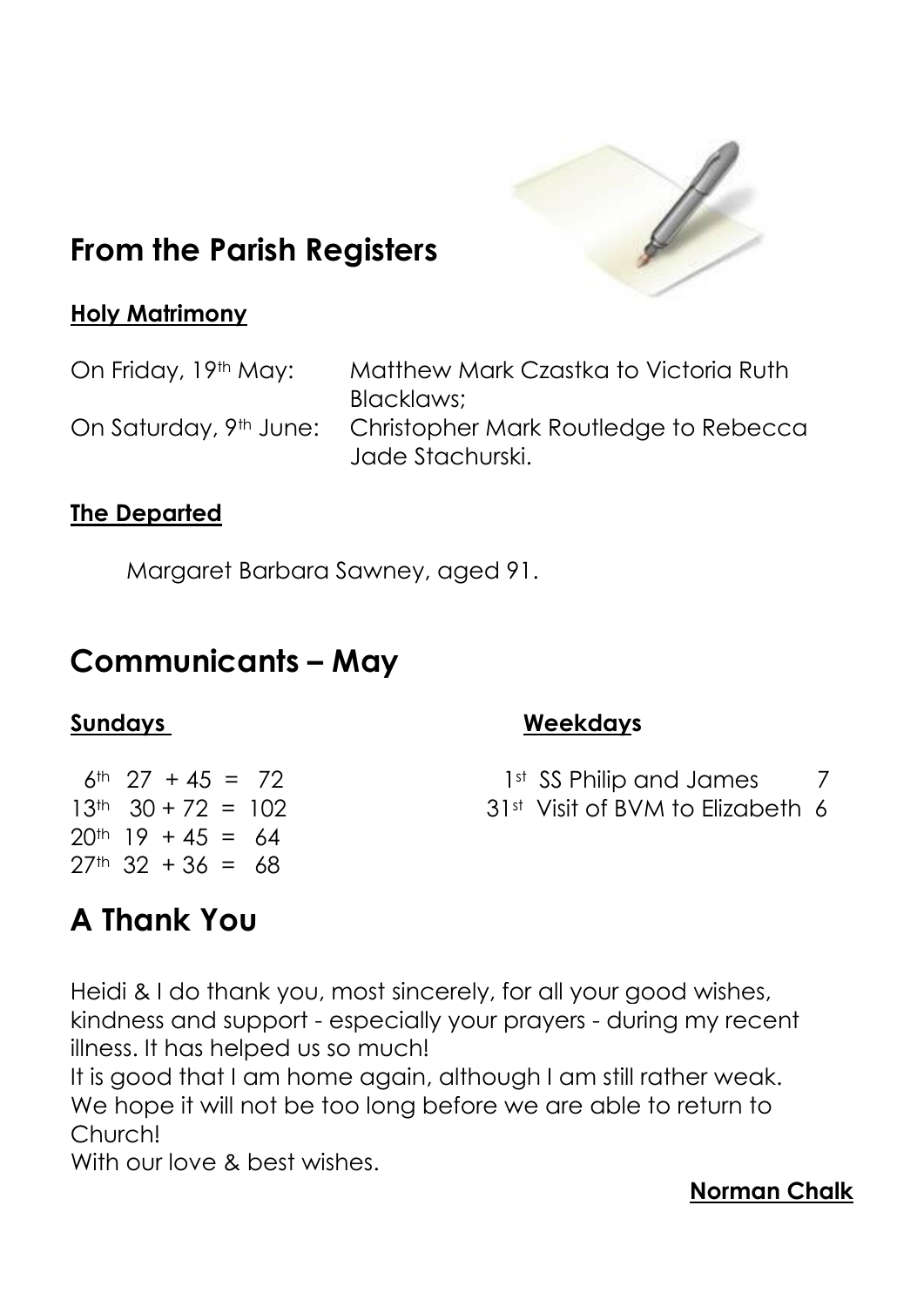## From the Parish Registers

**Holy Matrimony**

On Friday, 19th May: Matthew Mark Czastka to Victoria Ruth Blacklaws;
On Saturday, 9th June: Christopher Mark Routledge to Rebecca Jade Stachurski.

**The Departed**

Margaret Barbara Sawney, aged 91.

## Communicants – May

**Sundays**

6th 27 + 45 = 72
13th 30 + 72 = 102
20th 19 + 45 = 64
27th 32 + 36 = 68

**Weekdays**

1st SS Philip and James 7
31st Visit of BVM to Elizabeth 6

## A Thank You

Heidi & I do thank you, most sincerely, for all your good wishes, kindness and support - especially your prayers - during my recent illness. It has helped us so much!
It is good that I am home again, although I am still rather weak. We hope it will not be too long before we are able to return to Church!
With our love & best wishes.

**Norman Chalk**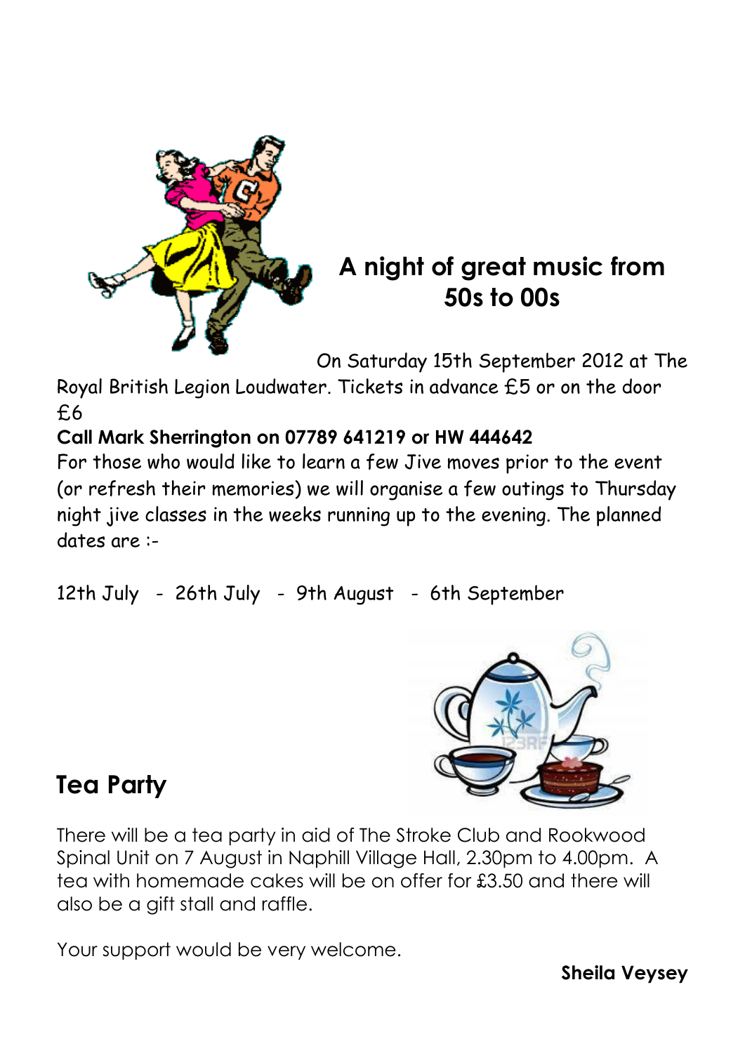## A night of great music from 50s to 00s

On Saturday 15th September 2012 at The Royal British Legion Loudwater. Tickets in advance £5 or on the door £6

**Call Mark Sherrington on 07789 641219 or HW 444642**

For those who would like to learn a few Jive moves prior to the event (or refresh their memories) we will organise a few outings to Thursday night jive classes in the weeks running up to the evening. The planned dates are :-

12th July - 26th July - 9th August - 6th September

## Tea Party

There will be a tea party in aid of The Stroke Club and Rookwood Spinal Unit on 7 August in Naphill Village Hall, 2.30pm to 4.00pm. A tea with homemade cakes will be on offer for £3.50 and there will also be a gift stall and raffle.

Your support would be very welcome.

**Sheila Veysey**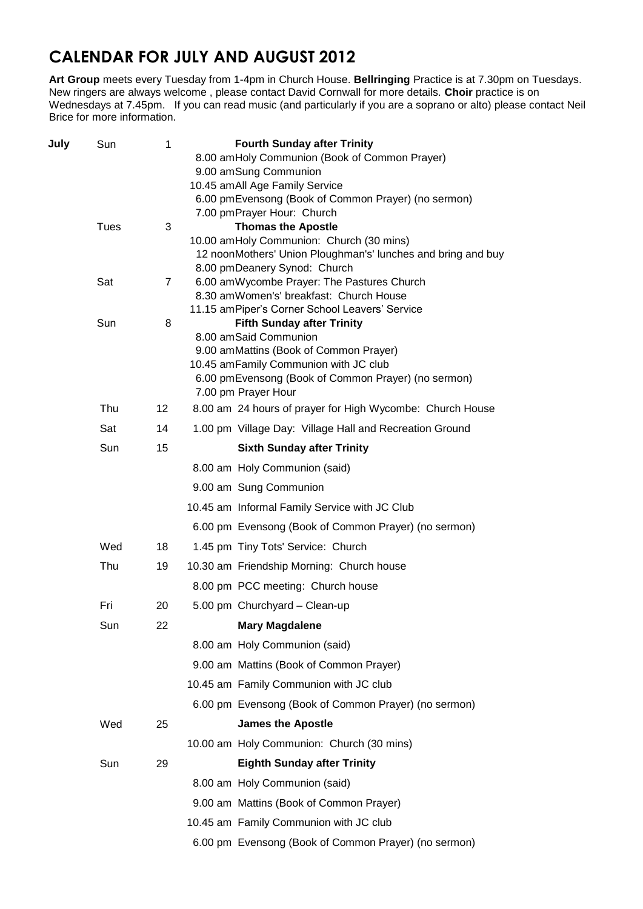# CALENDAR FOR JULY AND AUGUST 2012

**Art Group** meets every Tuesday from 1-4pm in Church House. **Bellringing** Practice is at 7.30pm on Tuesdays. New ringers are always welcome , please contact David Cornwall for more details. **Choir** practice is on Wednesdays at 7.45pm. If you can read music (and particularly if you are a soprano or alto) please contact Neil Brice for more information.

| Month | Day | Date | Event |
| --- | --- | --- | --- |
| **July** | Sun | 1 | **Fourth Sunday after Trinity** |
| | | | 8.00 am Holy Communion (Book of Common Prayer) |
| | | | 9.00 am Sung Communion |
| | | | 10.45 am All Age Family Service |
| | | | 6.00 pm Evensong (Book of Common Prayer) (no sermon) |
| | | | 7.00 pm Prayer Hour: Church |
| | Tues | 3 | **Thomas the Apostle** |
| | | | 10.00 am Holy Communion: Church (30 mins) |
| | | | 12 noon Mothers' Union Ploughman's' lunches and bring and buy |
| | | | 8.00 pm Deanery Synod: Church |
| | Sat | 7 | 6.00 am Wycombe Prayer: The Pastures Church |
| | | | 8.30 am Women's' breakfast: Church House |
| | | | 11.15 am Piper's Corner School Leavers' Service |
| | Sun | 8 | **Fifth Sunday after Trinity** |
| | | | 8.00 am Said Communion |
| | | | 9.00 am Mattins (Book of Common Prayer) |
| | | | 10.45 am Family Communion with JC club |
| | | | 6.00 pm Evensong (Book of Common Prayer) (no sermon) |
| | | | 7.00 pm Prayer Hour |
| | Thu | 12 | 8.00 am 24 hours of prayer for High Wycombe: Church House |
| | Sat | 14 | 1.00 pm Village Day: Village Hall and Recreation Ground |
| | Sun | 15 | **Sixth Sunday after Trinity** |
| | | | 8.00 am Holy Communion (said) |
| | | | 9.00 am Sung Communion |
| | | | 10.45 am Informal Family Service with JC Club |
| | | | 6.00 pm Evensong (Book of Common Prayer) (no sermon) |
| | Wed | 18 | 1.45 pm Tiny Tots' Service: Church |
| | Thu | 19 | 10.30 am Friendship Morning: Church house |
| | | | 8.00 pm PCC meeting: Church house |
| | Fri | 20 | 5.00 pm Churchyard – Clean-up |
| | Sun | 22 | **Mary Magdalene** |
| | | | 8.00 am Holy Communion (said) |
| | | | 9.00 am Mattins (Book of Common Prayer) |
| | | | 10.45 am Family Communion with JC club |
| | | | 6.00 pm Evensong (Book of Common Prayer) (no sermon) |
| | Wed | 25 | **James the Apostle** |
| | | | 10.00 am Holy Communion: Church (30 mins) |
| | Sun | 29 | **Eighth Sunday after Trinity** |
| | | | 8.00 am Holy Communion (said) |
| | | | 9.00 am Mattins (Book of Common Prayer) |
| | | | 10.45 am Family Communion with JC club |
| | | | 6.00 pm Evensong (Book of Common Prayer) (no sermon) |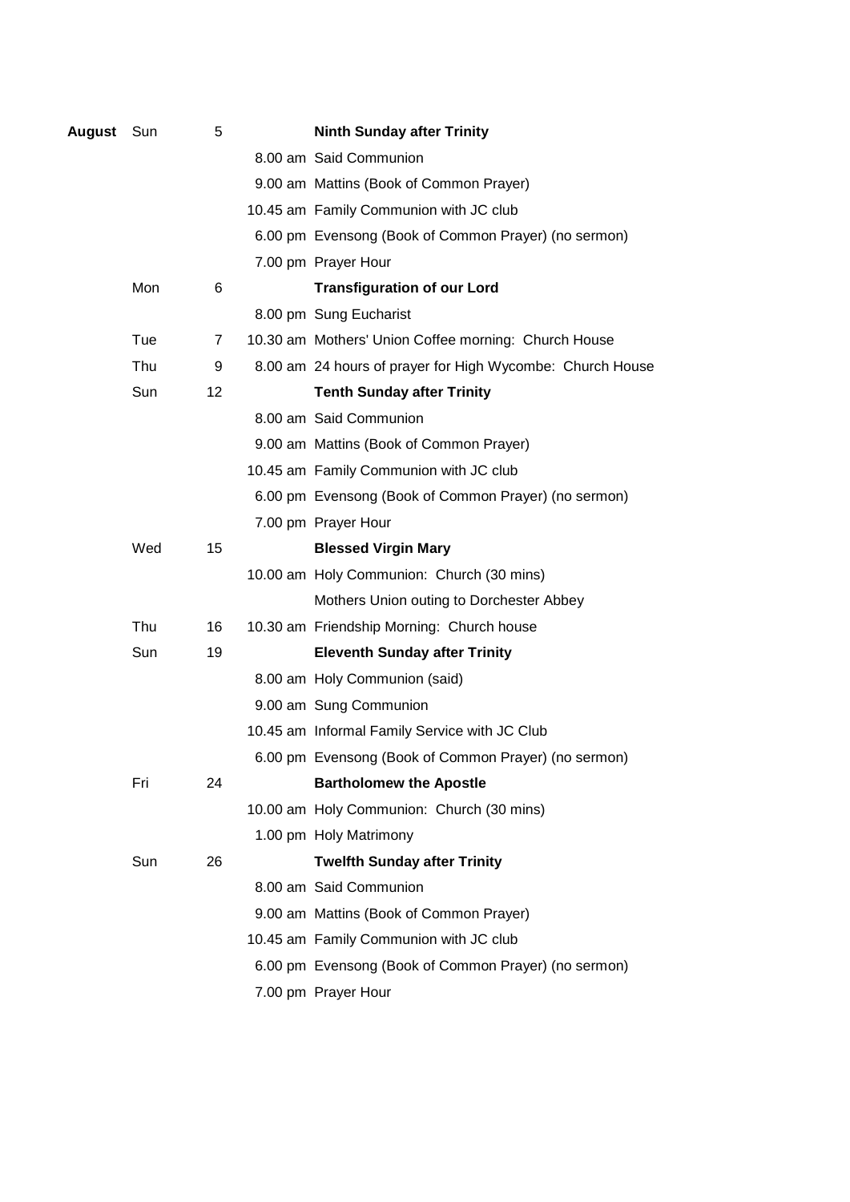| Month | Day | Date | Time | Event |
|---|---|---|---|---|
| **August** | Sun | 5 | | **Ninth Sunday after Trinity** |
| | | | 8.00 am | Said Communion |
| | | | 9.00 am | Mattins (Book of Common Prayer) |
| | | | 10.45 am | Family Communion with JC club |
| | | | 6.00 pm | Evensong (Book of Common Prayer) (no sermon) |
| | | | 7.00 pm | Prayer Hour |
| | Mon | 6 | | **Transfiguration of our Lord** |
| | | | 8.00 pm | Sung Eucharist |
| | Tue | 7 | 10.30 am | Mothers' Union Coffee morning: Church House |
| | Thu | 9 | 8.00 am | 24 hours of prayer for High Wycombe: Church House |
| | Sun | 12 | | **Tenth Sunday after Trinity** |
| | | | 8.00 am | Said Communion |
| | | | 9.00 am | Mattins (Book of Common Prayer) |
| | | | 10.45 am | Family Communion with JC club |
| | | | 6.00 pm | Evensong (Book of Common Prayer) (no sermon) |
| | | | 7.00 pm | Prayer Hour |
| | Wed | 15 | | **Blessed Virgin Mary** |
| | | | 10.00 am | Holy Communion: Church (30 mins) |
| | | | | Mothers Union outing to Dorchester Abbey |
| | Thu | 16 | 10.30 am | Friendship Morning: Church house |
| | Sun | 19 | | **Eleventh Sunday after Trinity** |
| | | | 8.00 am | Holy Communion (said) |
| | | | 9.00 am | Sung Communion |
| | | | 10.45 am | Informal Family Service with JC Club |
| | | | 6.00 pm | Evensong (Book of Common Prayer) (no sermon) |
| | Fri | 24 | | **Bartholomew the Apostle** |
| | | | 10.00 am | Holy Communion: Church (30 mins) |
| | | | 1.00 pm | Holy Matrimony |
| | Sun | 26 | | **Twelfth Sunday after Trinity** |
| | | | 8.00 am | Said Communion |
| | | | 9.00 am | Mattins (Book of Common Prayer) |
| | | | 10.45 am | Family Communion with JC club |
| | | | 6.00 pm | Evensong (Book of Common Prayer) (no sermon) |
| | | | 7.00 pm | Prayer Hour |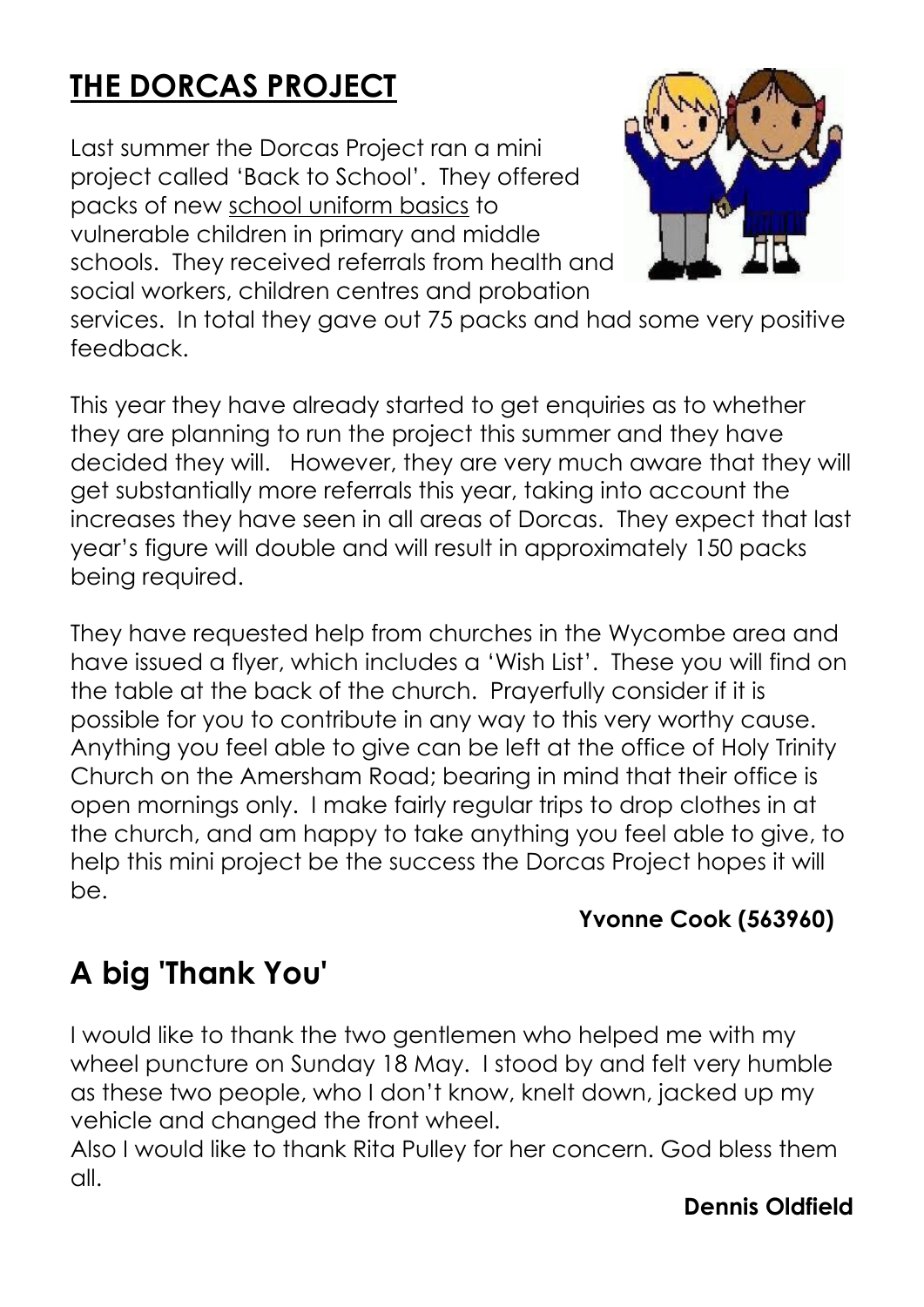# THE DORCAS PROJECT

Last summer the Dorcas Project ran a mini project called 'Back to School'. They offered packs of new school uniform basics to vulnerable children in primary and middle schools. They received referrals from health and social workers, children centres and probation services. In total they gave out 75 packs and had some very positive feedback.

This year they have already started to get enquiries as to whether they are planning to run the project this summer and they have decided they will. However, they are very much aware that they will get substantially more referrals this year, taking into account the increases they have seen in all areas of Dorcas. They expect that last year's figure will double and will result in approximately 150 packs being required.

They have requested help from churches in the Wycombe area and have issued a flyer, which includes a 'Wish List'. These you will find on the table at the back of the church. Prayerfully consider if it is possible for you to contribute in any way to this very worthy cause. Anything you feel able to give can be left at the office of Holy Trinity Church on the Amersham Road; bearing in mind that their office is open mornings only. I make fairly regular trips to drop clothes in at the church, and am happy to take anything you feel able to give, to help this mini project be the success the Dorcas Project hopes it will be.

**Yvonne Cook (563960)**

# A big 'Thank You'

I would like to thank the two gentlemen who helped me with my wheel puncture on Sunday 18 May. I stood by and felt very humble as these two people, who I don't know, knelt down, jacked up my vehicle and changed the front wheel.

Also I would like to thank Rita Pulley for her concern. God bless them all.

**Dennis Oldfield**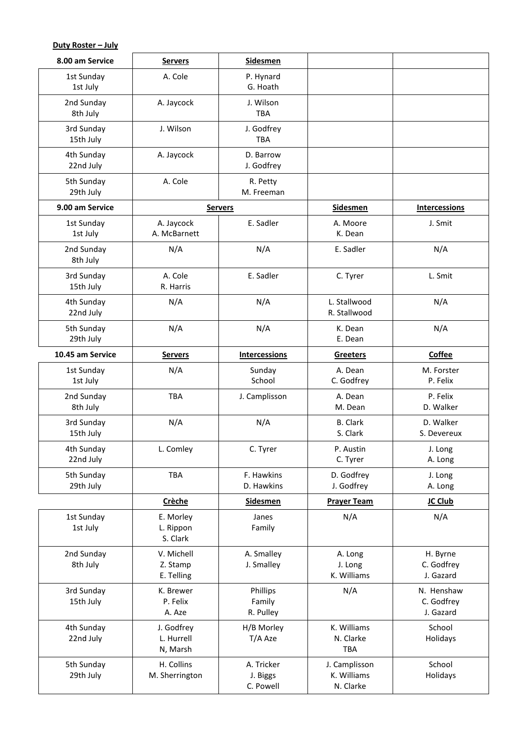**Duty Roster – July**

| 8.00 am Service | **Servers** | **Sidesmen** | | |
|---|---|---|---|---|
| 1st Sunday 1st July | A. Cole | P. Hynard G. Hoath | | |
| 2nd Sunday 8th July | A. Jaycock | J. Wilson TBA | | |
| 3rd Sunday 15th July | J. Wilson | J. Godfrey TBA | | |
| 4th Sunday 22nd July | A. Jaycock | D. Barrow J. Godfrey | | |
| 5th Sunday 29th July | A. Cole | R. Petty M. Freeman | | |
| **9.00 am Service** | **Servers** | | **Sidesmen** | **Intercessions** |
| 1st Sunday 1st July | A. Jaycock A. McBarnett | E. Sadler | A. Moore K. Dean | J. Smit |
| 2nd Sunday 8th July | N/A | N/A | E. Sadler | N/A |
| 3rd Sunday 15th July | A. Cole R. Harris | E. Sadler | C. Tyrer | L. Smit |
| 4th Sunday 22nd July | N/A | N/A | L. Stallwood R. Stallwood | N/A |
| 5th Sunday 29th July | N/A | N/A | K. Dean E. Dean | N/A |
| **10.45 am Service** | **Servers** | **Intercessions** | **Greeters** | **Coffee** |
| 1st Sunday 1st July | N/A | Sunday School | A. Dean C. Godfrey | M. Forster P. Felix |
| 2nd Sunday 8th July | TBA | J. Camplisson | A. Dean M. Dean | P. Felix D. Walker |
| 3rd Sunday 15th July | N/A | N/A | B. Clark S. Clark | D. Walker S. Devereux |
| 4th Sunday 22nd July | L. Comley | C. Tyrer | P. Austin C. Tyrer | J. Long A. Long |
| 5th Sunday 29th July | TBA | F. Hawkins D. Hawkins | D. Godfrey J. Godfrey | J. Long A. Long |
| | **Crèche** | **Sidesmen** | **Prayer Team** | **JC Club** |
| 1st Sunday 1st July | E. Morley L. Rippon S. Clark | Janes Family | N/A | N/A |
| 2nd Sunday 8th July | V. Michell Z. Stamp E. Telling | A. Smalley J. Smalley | A. Long J. Long K. Williams | H. Byrne C. Godfrey J. Gazard |
| 3rd Sunday 15th July | K. Brewer P. Felix A. Aze | Phillips Family R. Pulley | N/A | N. Henshaw C. Godfrey J. Gazard |
| 4th Sunday 22nd July | J. Godfrey L. Hurrell N, Marsh | H/B Morley T/A Aze | K. Williams N. Clarke TBA | School Holidays |
| 5th Sunday 29th July | H. Collins M. Sherrington | A. Tricker J. Biggs C. Powell | J. Camplisson K. Williams N. Clarke | School Holidays |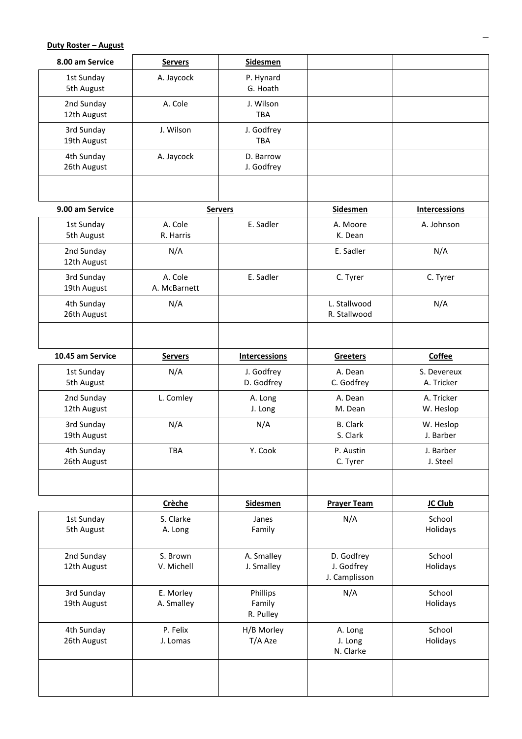**Duty Roster – August**

| 8.00 am Service | Servers | Sidesmen | | |
|---|---|---|---|---|
| 1st Sunday 5th August | A. Jaycock | P. Hynard G. Hoath | | |
| 2nd Sunday 12th August | A. Cole | J. Wilson TBA | | |
| 3rd Sunday 19th August | J. Wilson | J. Godfrey TBA | | |
| 4th Sunday 26th August | A. Jaycock | D. Barrow J. Godfrey | | |
| | | | | |
| **9.00 am Service** | **Servers** | | **Sidesmen** | **Intercessions** |
| 1st Sunday 5th August | A. Cole R. Harris | E. Sadler | A. Moore K. Dean | A. Johnson |
| 2nd Sunday 12th August | N/A | | E. Sadler | N/A |
| 3rd Sunday 19th August | A. Cole A. McBarnett | E. Sadler | C. Tyrer | C. Tyrer |
| 4th Sunday 26th August | N/A | | L. Stallwood R. Stallwood | N/A |
| | | | | |
| **10.45 am Service** | **Servers** | **Intercessions** | **Greeters** | **Coffee** |
| 1st Sunday 5th August | N/A | J. Godfrey D. Godfrey | A. Dean C. Godfrey | S. Devereux A. Tricker |
| 2nd Sunday 12th August | L. Comley | A. Long J. Long | A. Dean M. Dean | A. Tricker W. Heslop |
| 3rd Sunday 19th August | N/A | N/A | B. Clark S. Clark | W. Heslop J. Barber |
| 4th Sunday 26th August | TBA | Y. Cook | P. Austin C. Tyrer | J. Barber J. Steel |
| | | | | |
| | **Crèche** | **Sidesmen** | **Prayer Team** | **JC Club** |
| 1st Sunday 5th August | S. Clarke A. Long | Janes Family | N/A | School Holidays |
| 2nd Sunday 12th August | S. Brown V. Michell | A. Smalley J. Smalley | D. Godfrey J. Godfrey J. Camplisson | School Holidays |
| 3rd Sunday 19th August | E. Morley A. Smalley | Phillips Family R. Pulley | N/A | School Holidays |
| 4th Sunday 26th August | P. Felix J. Lomas | H/B Morley T/A Aze | A. Long J. Long N. Clarke | School Holidays |
| | | | | |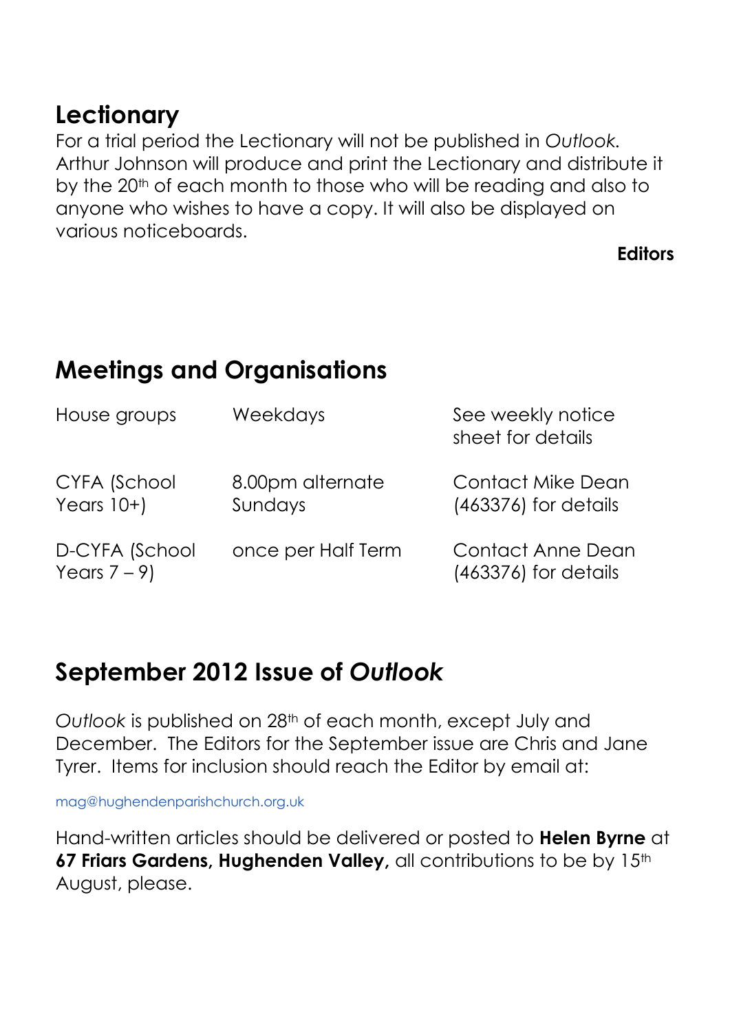## Lectionary

For a trial period the Lectionary will not be published in *Outlook.* Arthur Johnson will produce and print the Lectionary and distribute it by the 20th of each month to those who will be reading and also to anyone who wishes to have a copy. It will also be displayed on various noticeboards.

**Editors**

## Meetings and Organisations

| | | |
|---|---|---|
| House groups | Weekdays | See weekly notice sheet for details |
| CYFA (School Years 10+) | 8.00pm alternate Sundays | Contact Mike Dean (463376) for details |
| D-CYFA (School Years 7 – 9) | once per Half Term | Contact Anne Dean (463376) for details |

## September 2012 Issue of *Outlook*

*Outlook* is published on 28th of each month, except July and December. The Editors for the September issue are Chris and Jane Tyrer. Items for inclusion should reach the Editor by email at:

mag@hughendenparishchurch.org.uk

Hand-written articles should be delivered or posted to **Helen Byrne** at **67 Friars Gardens, Hughenden Valley,** all contributions to be by 15th August, please.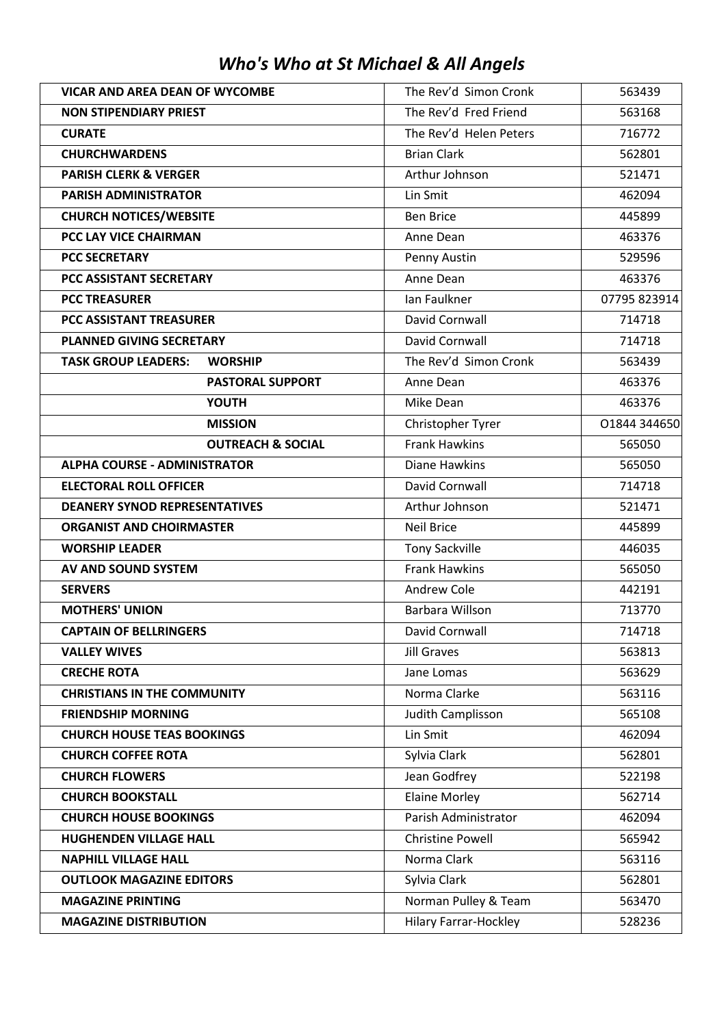# *Who's Who at St Michael & All Angels*

| | | |
|---|---|---|
| **VICAR AND AREA DEAN OF WYCOMBE** | The Rev'd Simon Cronk | 563439 |
| **NON STIPENDIARY PRIEST** | The Rev'd Fred Friend | 563168 |
| **CURATE** | The Rev'd Helen Peters | 716772 |
| **CHURCHWARDENS** | Brian Clark | 562801 |
| **PARISH CLERK & VERGER** | Arthur Johnson | 521471 |
| **PARISH ADMINISTRATOR** | Lin Smit | 462094 |
| **CHURCH NOTICES/WEBSITE** | Ben Brice | 445899 |
| **PCC LAY VICE CHAIRMAN** | Anne Dean | 463376 |
| **PCC SECRETARY** | Penny Austin | 529596 |
| **PCC ASSISTANT SECRETARY** | Anne Dean | 463376 |
| **PCC TREASURER** | Ian Faulkner | 07795 823914 |
| **PCC ASSISTANT TREASURER** | David Cornwall | 714718 |
| **PLANNED GIVING SECRETARY** | David Cornwall | 714718 |
| **TASK GROUP LEADERS: WORSHIP** | The Rev'd Simon Cronk | 563439 |
| **PASTORAL SUPPORT** | Anne Dean | 463376 |
| **YOUTH** | Mike Dean | 463376 |
| **MISSION** | Christopher Tyrer | O1844 344650 |
| **OUTREACH & SOCIAL** | Frank Hawkins | 565050 |
| **ALPHA COURSE - ADMINISTRATOR** | Diane Hawkins | 565050 |
| **ELECTORAL ROLL OFFICER** | David Cornwall | 714718 |
| **DEANERY SYNOD REPRESENTATIVES** | Arthur Johnson | 521471 |
| **ORGANIST AND CHOIRMASTER** | Neil Brice | 445899 |
| **WORSHIP LEADER** | Tony Sackville | 446035 |
| **AV AND SOUND SYSTEM** | Frank Hawkins | 565050 |
| **SERVERS** | Andrew Cole | 442191 |
| **MOTHERS' UNION** | Barbara Willson | 713770 |
| **CAPTAIN OF BELLRINGERS** | David Cornwall | 714718 |
| **VALLEY WIVES** | Jill Graves | 563813 |
| **CRECHE ROTA** | Jane Lomas | 563629 |
| **CHRISTIANS IN THE COMMUNITY** | Norma Clarke | 563116 |
| **FRIENDSHIP MORNING** | Judith Camplisson | 565108 |
| **CHURCH HOUSE TEAS BOOKINGS** | Lin Smit | 462094 |
| **CHURCH COFFEE ROTA** | Sylvia Clark | 562801 |
| **CHURCH FLOWERS** | Jean Godfrey | 522198 |
| **CHURCH BOOKSTALL** | Elaine Morley | 562714 |
| **CHURCH HOUSE BOOKINGS** | Parish Administrator | 462094 |
| **HUGHENDEN VILLAGE HALL** | Christine Powell | 565942 |
| **NAPHILL VILLAGE HALL** | Norma Clark | 563116 |
| **OUTLOOK MAGAZINE EDITORS** | Sylvia Clark | 562801 |
| **MAGAZINE PRINTING** | Norman Pulley & Team | 563470 |
| **MAGAZINE DISTRIBUTION** | Hilary Farrar-Hockley | 528236 |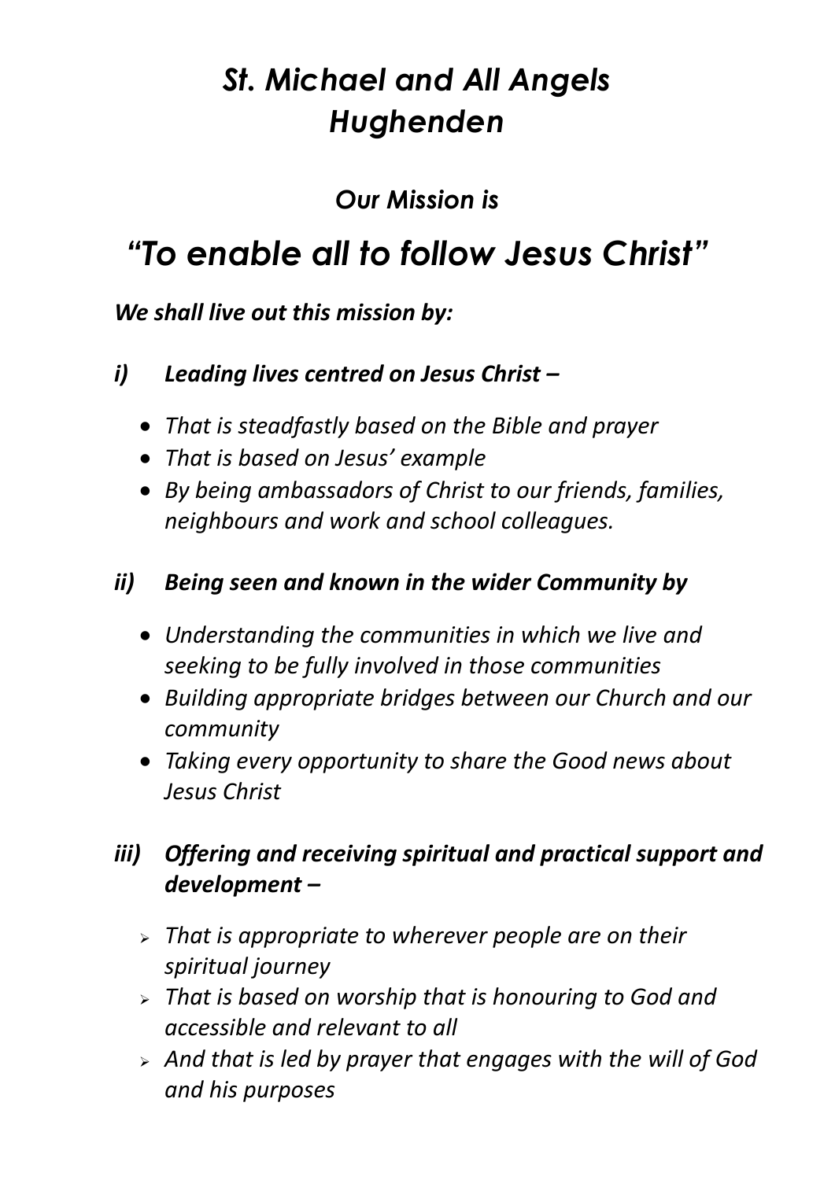# *St. Michael and All Angels Hughenden*

## *Our Mission is*

# *"To enable all to follow Jesus Christ"*

***We shall live out this mission by:***

***i) Leading lives centred on Jesus Christ –***

- *That is steadfastly based on the Bible and prayer*
- *That is based on Jesus' example*
- *By being ambassadors of Christ to our friends, families, neighbours and work and school colleagues.*

***ii) Being seen and known in the wider Community by***

- *Understanding the communities in which we live and seeking to be fully involved in those communities*
- *Building appropriate bridges between our Church and our community*
- *Taking every opportunity to share the Good news about Jesus Christ*

***iii) Offering and receiving spiritual and practical support and development –***

- *That is appropriate to wherever people are on their spiritual journey*
- *That is based on worship that is honouring to God and accessible and relevant to all*
- *And that is led by prayer that engages with the will of God and his purposes*